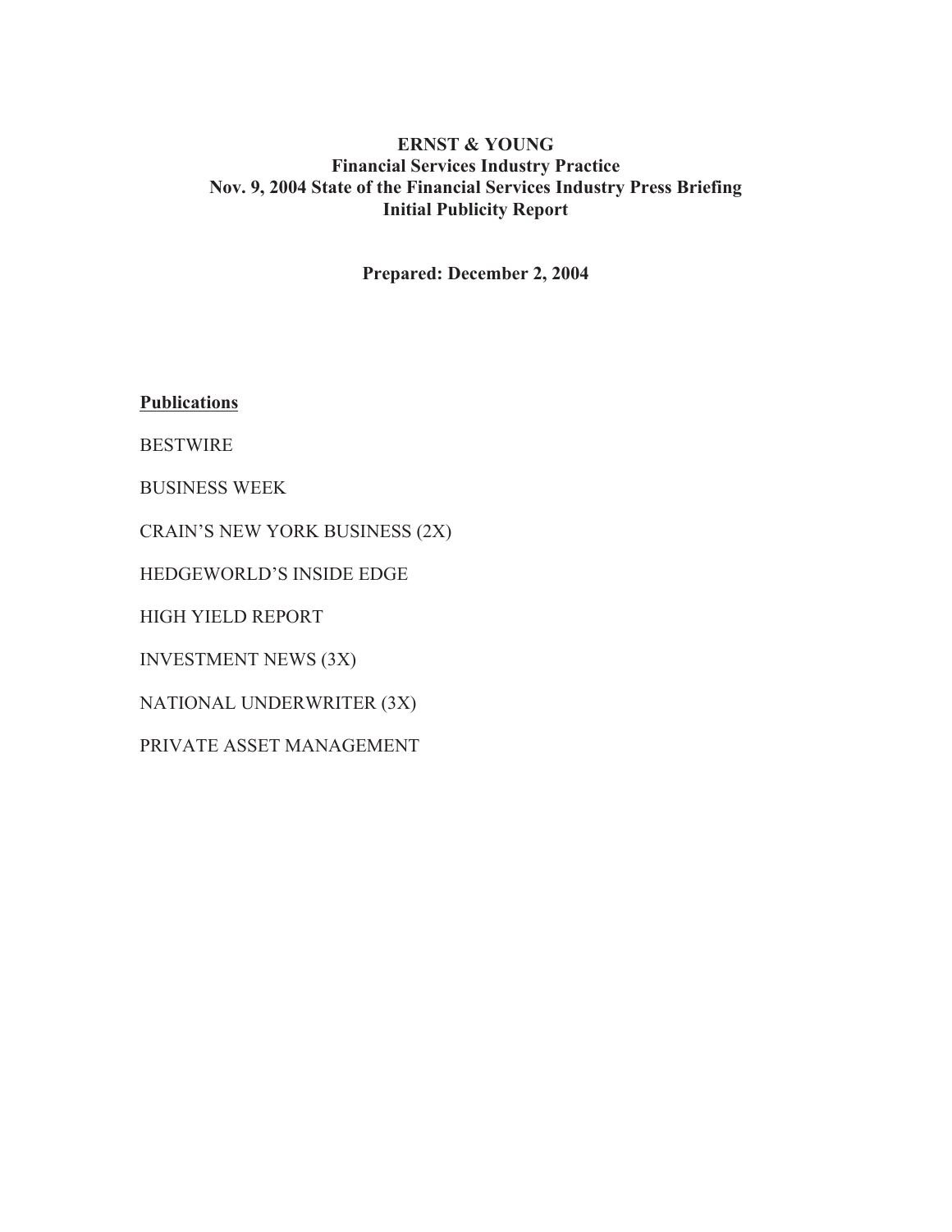# ERNST & YOUNG
## Financial Services Industry Practice
## Nov. 9, 2004 State of the Financial Services Industry Press Briefing
## Initial Publicity Report

**Prepared: December 2, 2004**

**Publications**

BESTWIRE

BUSINESS WEEK

CRAIN'S NEW YORK BUSINESS (2X)

HEDGEWORLD'S INSIDE EDGE

HIGH YIELD REPORT

INVESTMENT NEWS (3X)

NATIONAL UNDERWRITER (3X)

PRIVATE ASSET MANAGEMENT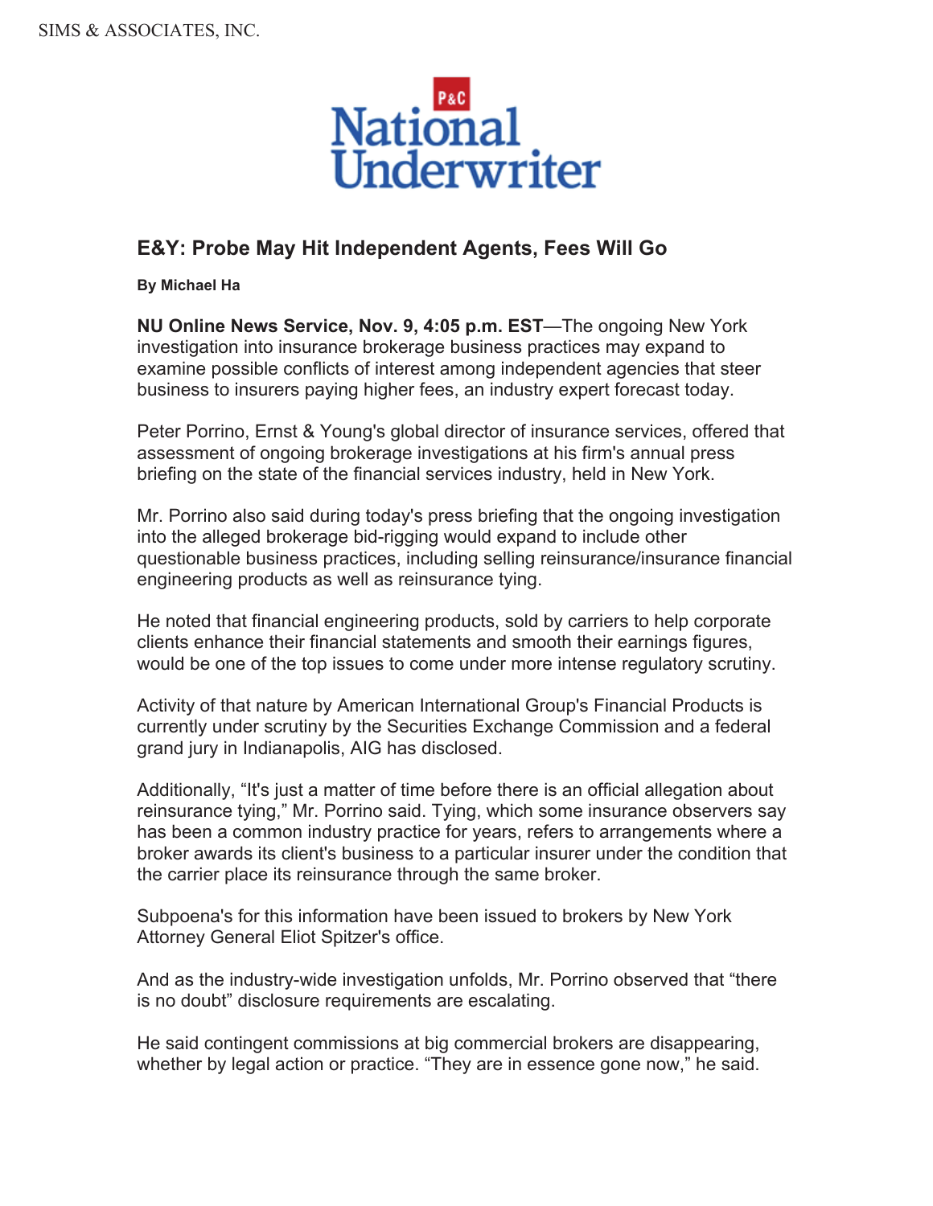P&C

National Underwriter

## E&Y: Probe May Hit Independent Agents, Fees Will Go

**By Michael Ha**

**NU Online News Service, Nov. 9, 4:05 p.m. EST**—The ongoing New York investigation into insurance brokerage business practices may expand to examine possible conflicts of interest among independent agencies that steer business to insurers paying higher fees, an industry expert forecast today.

Peter Porrino, Ernst & Young's global director of insurance services, offered that assessment of ongoing brokerage investigations at his firm's annual press briefing on the state of the financial services industry, held in New York.

Mr. Porrino also said during today's press briefing that the ongoing investigation into the alleged brokerage bid-rigging would expand to include other questionable business practices, including selling reinsurance/insurance financial engineering products as well as reinsurance tying.

He noted that financial engineering products, sold by carriers to help corporate clients enhance their financial statements and smooth their earnings figures, would be one of the top issues to come under more intense regulatory scrutiny.

Activity of that nature by American International Group's Financial Products is currently under scrutiny by the Securities Exchange Commission and a federal grand jury in Indianapolis, AIG has disclosed.

Additionally, "It's just a matter of time before there is an official allegation about reinsurance tying," Mr. Porrino said. Tying, which some insurance observers say has been a common industry practice for years, refers to arrangements where a broker awards its client's business to a particular insurer under the condition that the carrier place its reinsurance through the same broker.

Subpoena's for this information have been issued to brokers by New York Attorney General Eliot Spitzer's office.

And as the industry-wide investigation unfolds, Mr. Porrino observed that "there is no doubt" disclosure requirements are escalating.

He said contingent commissions at big commercial brokers are disappearing, whether by legal action or practice. "They are in essence gone now," he said.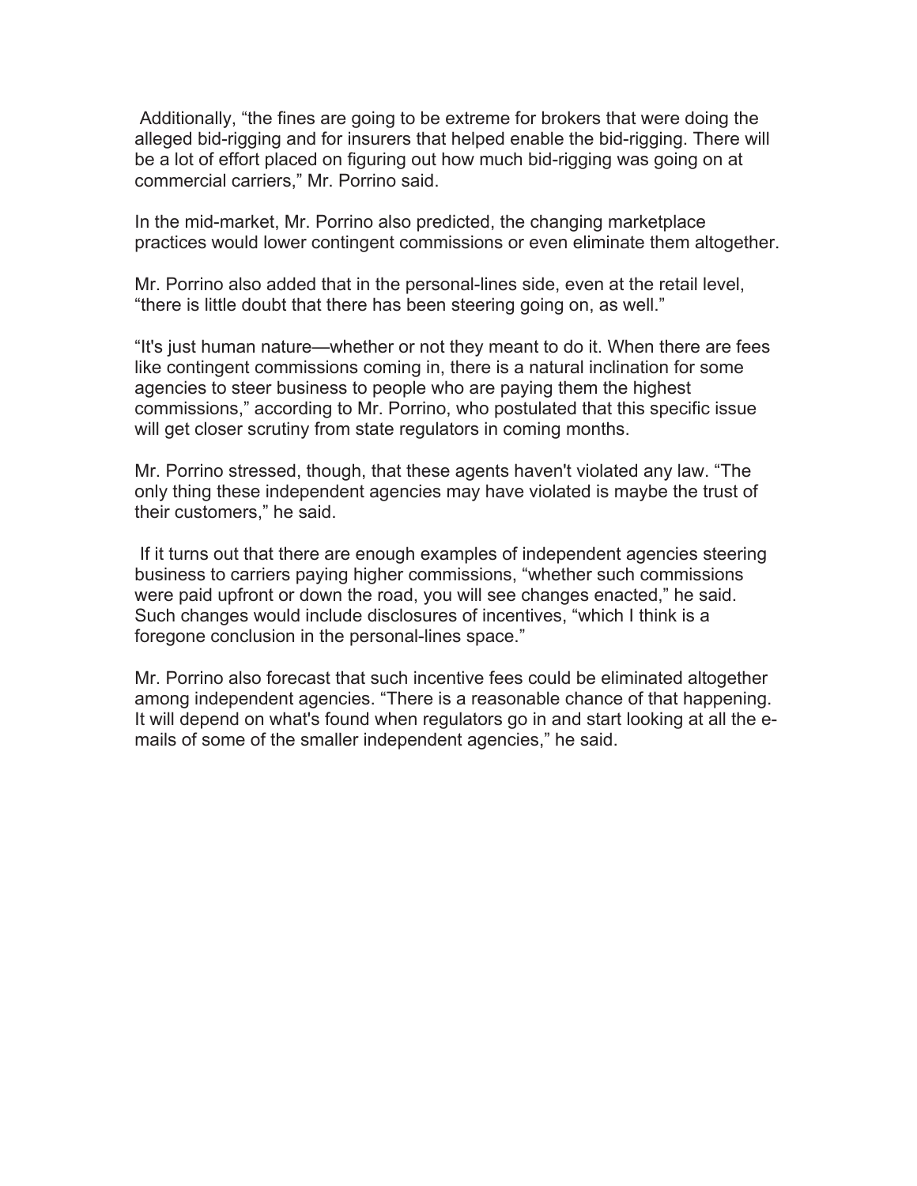Additionally, "the fines are going to be extreme for brokers that were doing the alleged bid-rigging and for insurers that helped enable the bid-rigging. There will be a lot of effort placed on figuring out how much bid-rigging was going on at commercial carriers," Mr. Porrino said.

In the mid-market, Mr. Porrino also predicted, the changing marketplace practices would lower contingent commissions or even eliminate them altogether.

Mr. Porrino also added that in the personal-lines side, even at the retail level, "there is little doubt that there has been steering going on, as well."

"It's just human nature—whether or not they meant to do it. When there are fees like contingent commissions coming in, there is a natural inclination for some agencies to steer business to people who are paying them the highest commissions," according to Mr. Porrino, who postulated that this specific issue will get closer scrutiny from state regulators in coming months.

Mr. Porrino stressed, though, that these agents haven't violated any law. "The only thing these independent agencies may have violated is maybe the trust of their customers," he said.

If it turns out that there are enough examples of independent agencies steering business to carriers paying higher commissions, "whether such commissions were paid upfront or down the road, you will see changes enacted," he said. Such changes would include disclosures of incentives, "which I think is a foregone conclusion in the personal-lines space."

Mr. Porrino also forecast that such incentive fees could be eliminated altogether among independent agencies. "There is a reasonable chance of that happening. It will depend on what's found when regulators go in and start looking at all the e-mails of some of the smaller independent agencies," he said.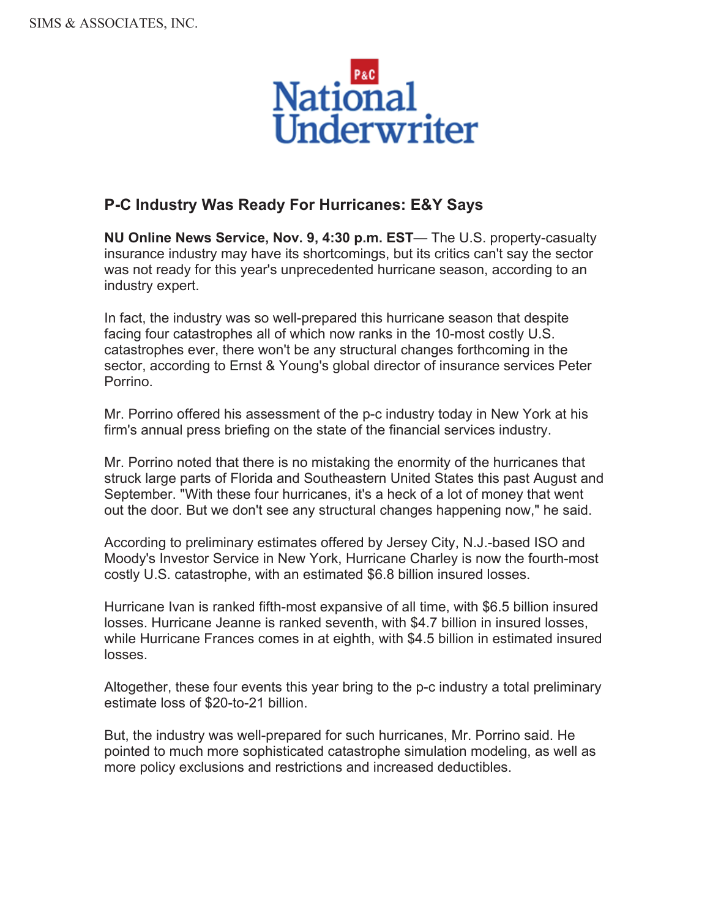## P-C Industry Was Ready For Hurricanes: E&Y Says

**NU Online News Service, Nov. 9, 4:30 p.m. EST**— The U.S. property-casualty insurance industry may have its shortcomings, but its critics can't say the sector was not ready for this year's unprecedented hurricane season, according to an industry expert.

In fact, the industry was so well-prepared this hurricane season that despite facing four catastrophes all of which now ranks in the 10-most costly U.S. catastrophes ever, there won't be any structural changes forthcoming in the sector, according to Ernst & Young's global director of insurance services Peter Porrino.

Mr. Porrino offered his assessment of the p-c industry today in New York at his firm's annual press briefing on the state of the financial services industry.

Mr. Porrino noted that there is no mistaking the enormity of the hurricanes that struck large parts of Florida and Southeastern United States this past August and September. "With these four hurricanes, it's a heck of a lot of money that went out the door. But we don't see any structural changes happening now," he said.

According to preliminary estimates offered by Jersey City, N.J.-based ISO and Moody's Investor Service in New York, Hurricane Charley is now the fourth-most costly U.S. catastrophe, with an estimated $6.8 billion insured losses.

Hurricane Ivan is ranked fifth-most expansive of all time, with $6.5 billion insured losses. Hurricane Jeanne is ranked seventh, with $4.7 billion in insured losses, while Hurricane Frances comes in at eighth, with $4.5 billion in estimated insured losses.

Altogether, these four events this year bring to the p-c industry a total preliminary estimate loss of $20-to-21 billion.

But, the industry was well-prepared for such hurricanes, Mr. Porrino said. He pointed to much more sophisticated catastrophe simulation modeling, as well as more policy exclusions and restrictions and increased deductibles.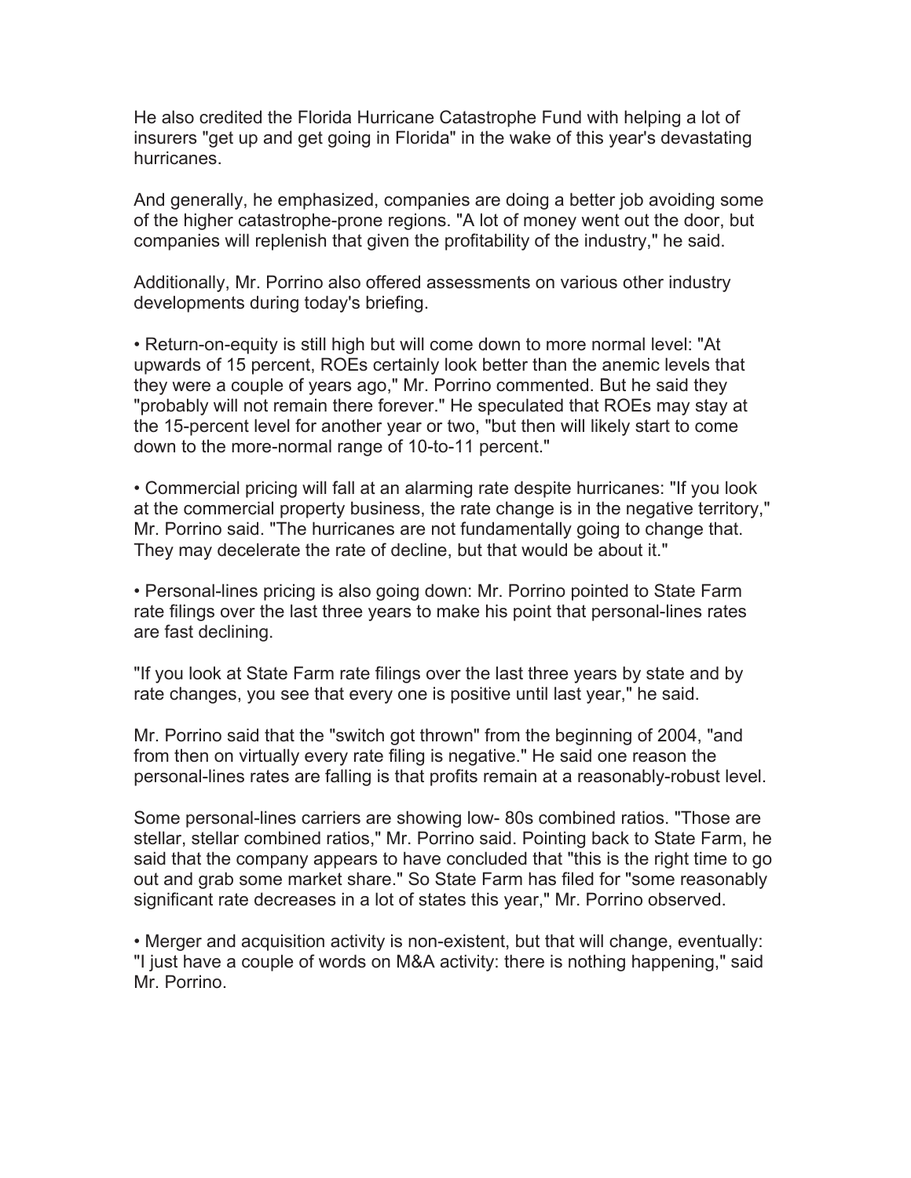He also credited the Florida Hurricane Catastrophe Fund with helping a lot of insurers "get up and get going in Florida" in the wake of this year's devastating hurricanes.

And generally, he emphasized, companies are doing a better job avoiding some of the higher catastrophe-prone regions. "A lot of money went out the door, but companies will replenish that given the profitability of the industry," he said.

Additionally, Mr. Porrino also offered assessments on various other industry developments during today's briefing.

• Return-on-equity is still high but will come down to more normal level: "At upwards of 15 percent, ROEs certainly look better than the anemic levels that they were a couple of years ago," Mr. Porrino commented. But he said they "probably will not remain there forever." He speculated that ROEs may stay at the 15-percent level for another year or two, "but then will likely start to come down to the more-normal range of 10-to-11 percent."

• Commercial pricing will fall at an alarming rate despite hurricanes: "If you look at the commercial property business, the rate change is in the negative territory," Mr. Porrino said. "The hurricanes are not fundamentally going to change that. They may decelerate the rate of decline, but that would be about it."

• Personal-lines pricing is also going down: Mr. Porrino pointed to State Farm rate filings over the last three years to make his point that personal-lines rates are fast declining.

"If you look at State Farm rate filings over the last three years by state and by rate changes, you see that every one is positive until last year," he said.

Mr. Porrino said that the "switch got thrown" from the beginning of 2004, "and from then on virtually every rate filing is negative." He said one reason the personal-lines rates are falling is that profits remain at a reasonably-robust level.

Some personal-lines carriers are showing low- 80s combined ratios. "Those are stellar, stellar combined ratios," Mr. Porrino said. Pointing back to State Farm, he said that the company appears to have concluded that "this is the right time to go out and grab some market share." So State Farm has filed for "some reasonably significant rate decreases in a lot of states this year," Mr. Porrino observed.

• Merger and acquisition activity is non-existent, but that will change, eventually: "I just have a couple of words on M&A activity: there is nothing happening," said Mr. Porrino.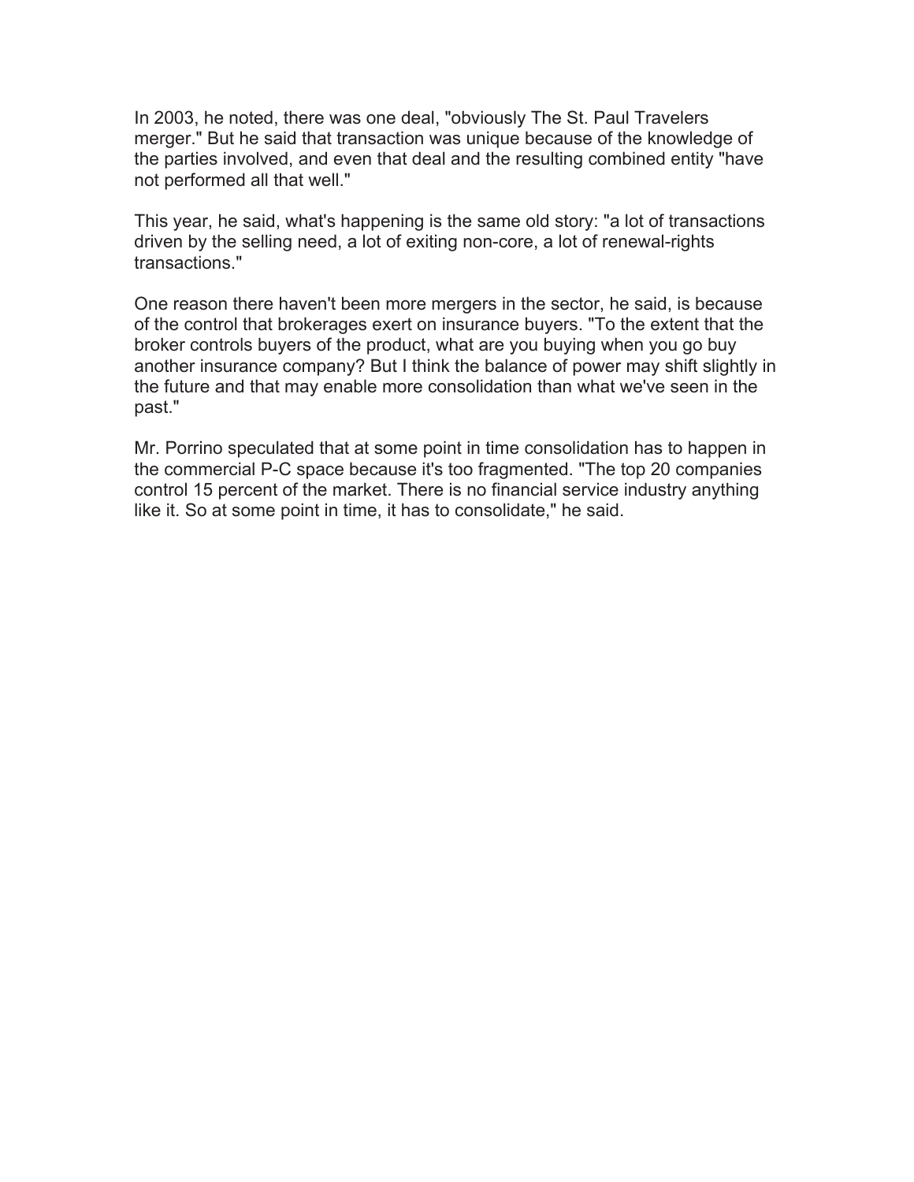In 2003, he noted, there was one deal, "obviously The St. Paul Travelers merger." But he said that transaction was unique because of the knowledge of the parties involved, and even that deal and the resulting combined entity "have not performed all that well."

This year, he said, what's happening is the same old story: "a lot of transactions driven by the selling need, a lot of exiting non-core, a lot of renewal-rights transactions."

One reason there haven't been more mergers in the sector, he said, is because of the control that brokerages exert on insurance buyers. "To the extent that the broker controls buyers of the product, what are you buying when you go buy another insurance company? But I think the balance of power may shift slightly in the future and that may enable more consolidation than what we've seen in the past."

Mr. Porrino speculated that at some point in time consolidation has to happen in the commercial P-C space because it's too fragmented. "The top 20 companies control 15 percent of the market. There is no financial service industry anything like it. So at some point in time, it has to consolidate," he said.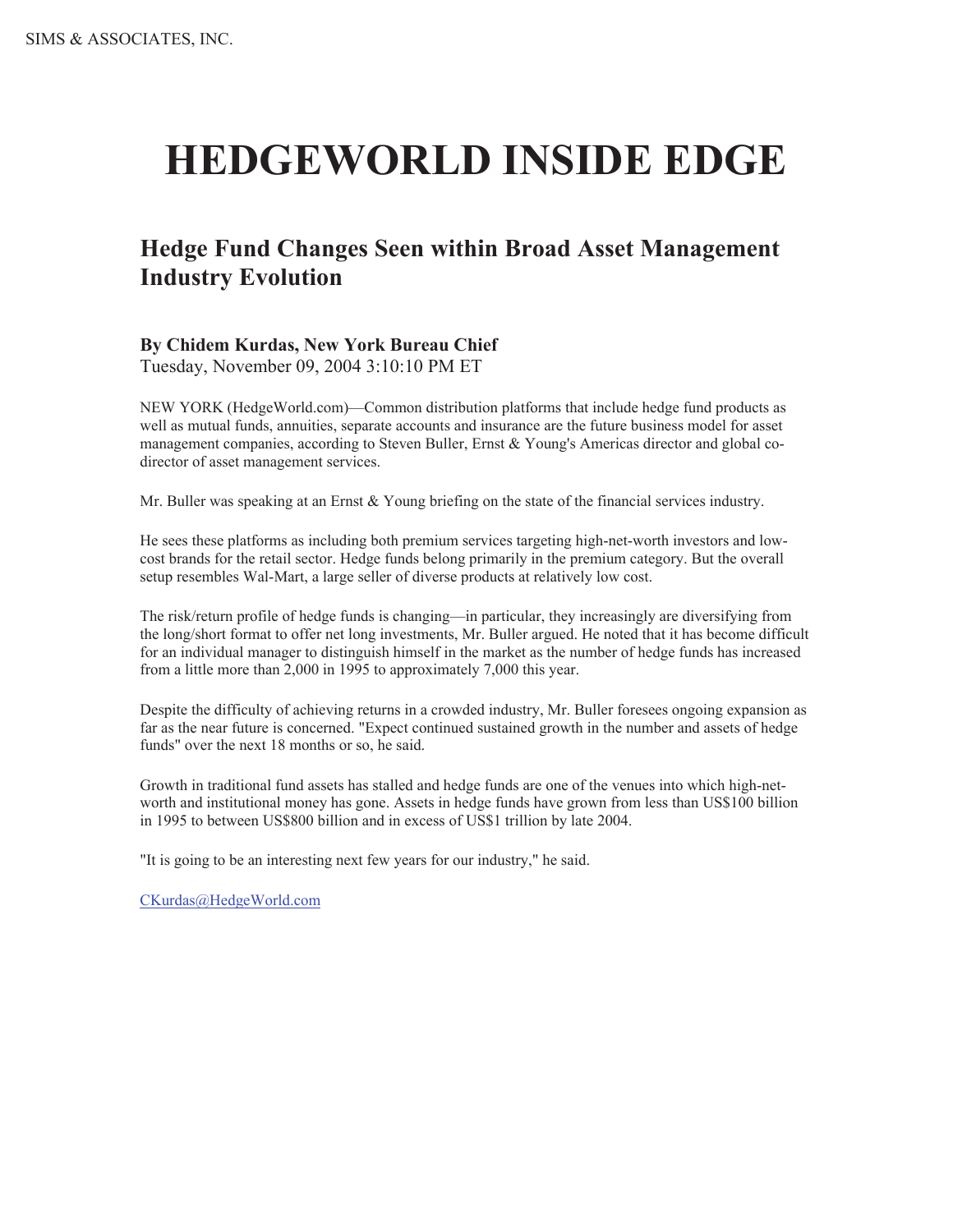# HEDGEWORLD INSIDE EDGE

## Hedge Fund Changes Seen within Broad Asset Management Industry Evolution

**By Chidem Kurdas, New York Bureau Chief**
Tuesday, November 09, 2004 3:10:10 PM ET

NEW YORK (HedgeWorld.com)—Common distribution platforms that include hedge fund products as well as mutual funds, annuities, separate accounts and insurance are the future business model for asset management companies, according to Steven Buller, Ernst & Young's Americas director and global co-director of asset management services.

Mr. Buller was speaking at an Ernst & Young briefing on the state of the financial services industry.

He sees these platforms as including both premium services targeting high-net-worth investors and low-cost brands for the retail sector. Hedge funds belong primarily in the premium category. But the overall setup resembles Wal-Mart, a large seller of diverse products at relatively low cost.

The risk/return profile of hedge funds is changing—in particular, they increasingly are diversifying from the long/short format to offer net long investments, Mr. Buller argued. He noted that it has become difficult for an individual manager to distinguish himself in the market as the number of hedge funds has increased from a little more than 2,000 in 1995 to approximately 7,000 this year.

Despite the difficulty of achieving returns in a crowded industry, Mr. Buller foresees ongoing expansion as far as the near future is concerned. "Expect continued sustained growth in the number and assets of hedge funds" over the next 18 months or so, he said.

Growth in traditional fund assets has stalled and hedge funds are one of the venues into which high-net-worth and institutional money has gone. Assets in hedge funds have grown from less than US$100 billion in 1995 to between US$800 billion and in excess of US$1 trillion by late 2004.

"It is going to be an interesting next few years for our industry," he said.

CKurdas@HedgeWorld.com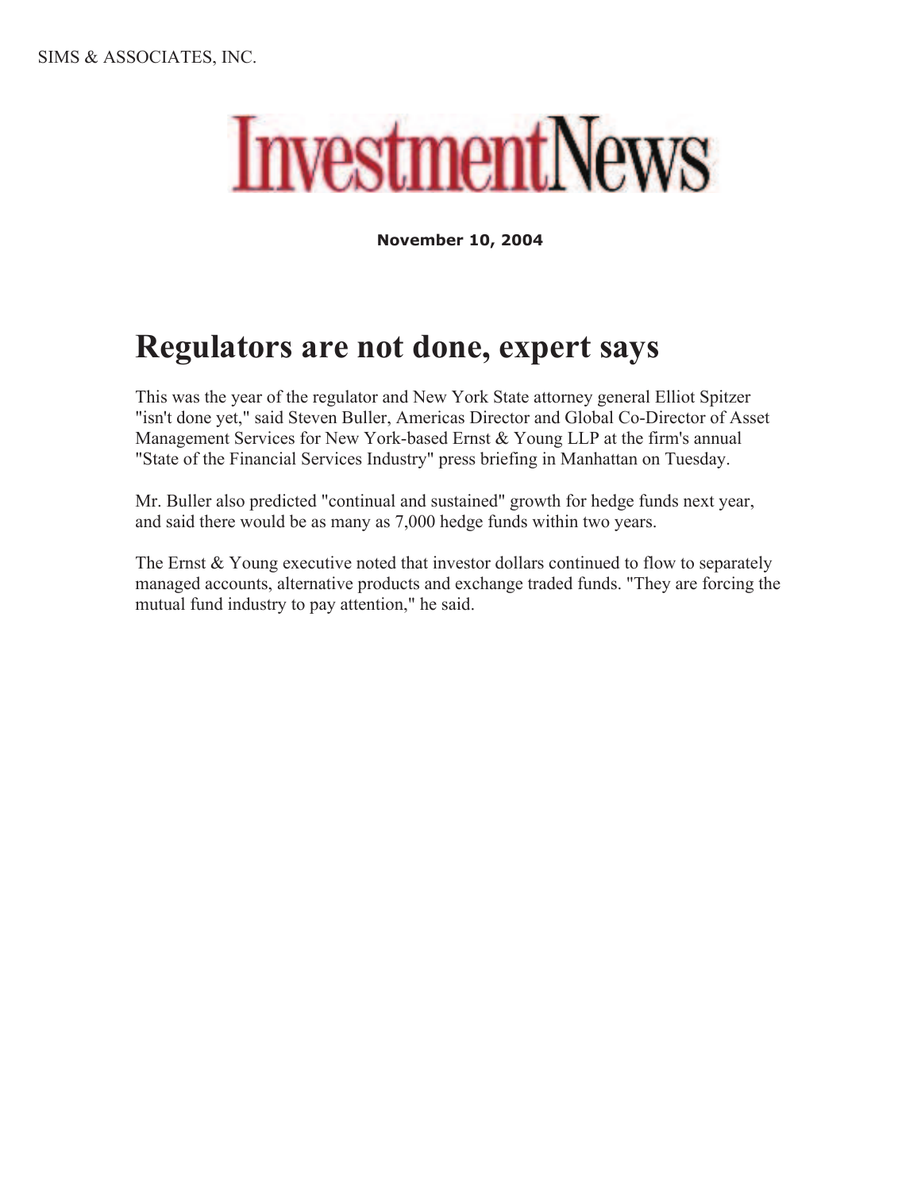SIMS & ASSOCIATES, INC.

InvestmentNews

**November 10, 2004**

# Regulators are not done, expert says

This was the year of the regulator and New York State attorney general Elliot Spitzer "isn't done yet," said Steven Buller, Americas Director and Global Co-Director of Asset Management Services for New York-based Ernst & Young LLP at the firm's annual "State of the Financial Services Industry" press briefing in Manhattan on Tuesday.

Mr. Buller also predicted "continual and sustained" growth for hedge funds next year, and said there would be as many as 7,000 hedge funds within two years.

The Ernst & Young executive noted that investor dollars continued to flow to separately managed accounts, alternative products and exchange traded funds. "They are forcing the mutual fund industry to pay attention," he said.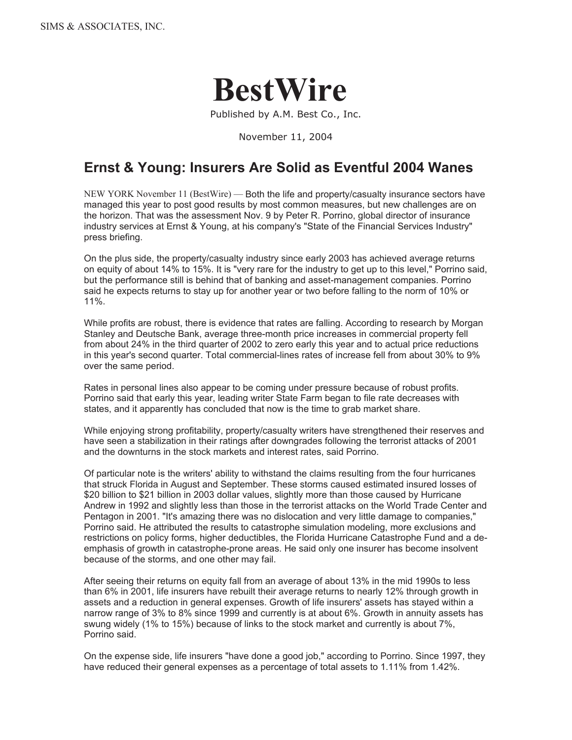# BestWire

Published by A.M. Best Co., Inc.

November 11, 2004

## Ernst & Young: Insurers Are Solid as Eventful 2004 Wanes

NEW YORK November 11 (BestWire) — Both the life and property/casualty insurance sectors have managed this year to post good results by most common measures, but new challenges are on the horizon. That was the assessment Nov. 9 by Peter R. Porrino, global director of insurance industry services at Ernst & Young, at his company's "State of the Financial Services Industry" press briefing.

On the plus side, the property/casualty industry since early 2003 has achieved average returns on equity of about 14% to 15%. It is "very rare for the industry to get up to this level," Porrino said, but the performance still is behind that of banking and asset-management companies. Porrino said he expects returns to stay up for another year or two before falling to the norm of 10% or 11%.

While profits are robust, there is evidence that rates are falling. According to research by Morgan Stanley and Deutsche Bank, average three-month price increases in commercial property fell from about 24% in the third quarter of 2002 to zero early this year and to actual price reductions in this year's second quarter. Total commercial-lines rates of increase fell from about 30% to 9% over the same period.

Rates in personal lines also appear to be coming under pressure because of robust profits. Porrino said that early this year, leading writer State Farm began to file rate decreases with states, and it apparently has concluded that now is the time to grab market share.

While enjoying strong profitability, property/casualty writers have strengthened their reserves and have seen a stabilization in their ratings after downgrades following the terrorist attacks of 2001 and the downturns in the stock markets and interest rates, said Porrino.

Of particular note is the writers' ability to withstand the claims resulting from the four hurricanes that struck Florida in August and September. These storms caused estimated insured losses of $20 billion to $21 billion in 2003 dollar values, slightly more than those caused by Hurricane Andrew in 1992 and slightly less than those in the terrorist attacks on the World Trade Center and Pentagon in 2001. "It's amazing there was no dislocation and very little damage to companies," Porrino said. He attributed the results to catastrophe simulation modeling, more exclusions and restrictions on policy forms, higher deductibles, the Florida Hurricane Catastrophe Fund and a de-emphasis of growth in catastrophe-prone areas. He said only one insurer has become insolvent because of the storms, and one other may fail.

After seeing their returns on equity fall from an average of about 13% in the mid 1990s to less than 6% in 2001, life insurers have rebuilt their average returns to nearly 12% through growth in assets and a reduction in general expenses. Growth of life insurers' assets has stayed within a narrow range of 3% to 8% since 1999 and currently is at about 6%. Growth in annuity assets has swung widely (1% to 15%) because of links to the stock market and currently is about 7%, Porrino said.

On the expense side, life insurers "have done a good job," according to Porrino. Since 1997, they have reduced their general expenses as a percentage of total assets to 1.11% from 1.42%.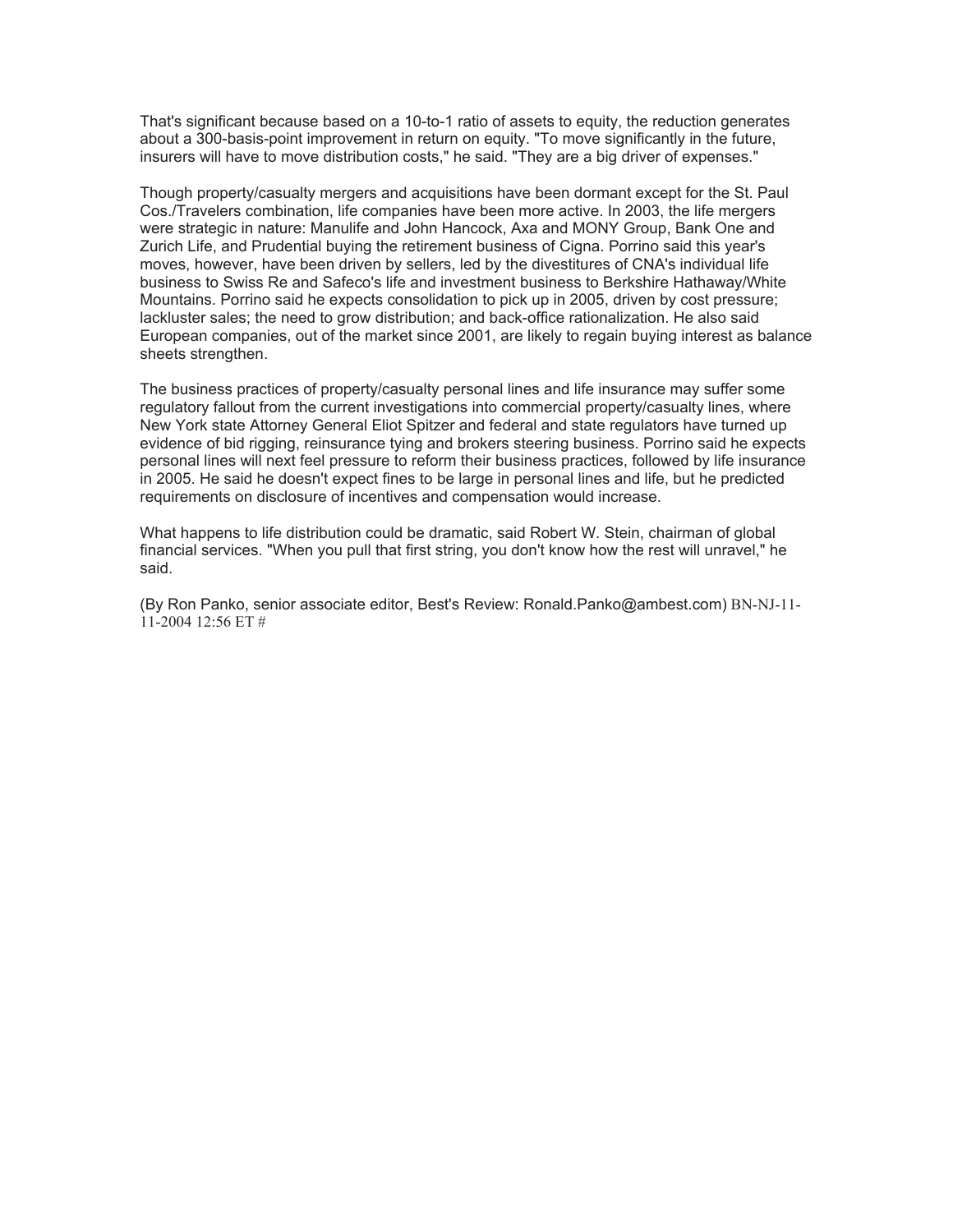That's significant because based on a 10-to-1 ratio of assets to equity, the reduction generates about a 300-basis-point improvement in return on equity. "To move significantly in the future, insurers will have to move distribution costs," he said. "They are a big driver of expenses."

Though property/casualty mergers and acquisitions have been dormant except for the St. Paul Cos./Travelers combination, life companies have been more active. In 2003, the life mergers were strategic in nature: Manulife and John Hancock, Axa and MONY Group, Bank One and Zurich Life, and Prudential buying the retirement business of Cigna. Porrino said this year's moves, however, have been driven by sellers, led by the divestitures of CNA's individual life business to Swiss Re and Safeco's life and investment business to Berkshire Hathaway/White Mountains. Porrino said he expects consolidation to pick up in 2005, driven by cost pressure; lackluster sales; the need to grow distribution; and back-office rationalization. He also said European companies, out of the market since 2001, are likely to regain buying interest as balance sheets strengthen.

The business practices of property/casualty personal lines and life insurance may suffer some regulatory fallout from the current investigations into commercial property/casualty lines, where New York state Attorney General Eliot Spitzer and federal and state regulators have turned up evidence of bid rigging, reinsurance tying and brokers steering business. Porrino said he expects personal lines will next feel pressure to reform their business practices, followed by life insurance in 2005. He said he doesn't expect fines to be large in personal lines and life, but he predicted requirements on disclosure of incentives and compensation would increase.

What happens to life distribution could be dramatic, said Robert W. Stein, chairman of global financial services. "When you pull that first string, you don't know how the rest will unravel," he said.

(By Ron Panko, senior associate editor, Best's Review: Ronald.Panko@ambest.com) BN-NJ-11-11-2004 12:56 ET #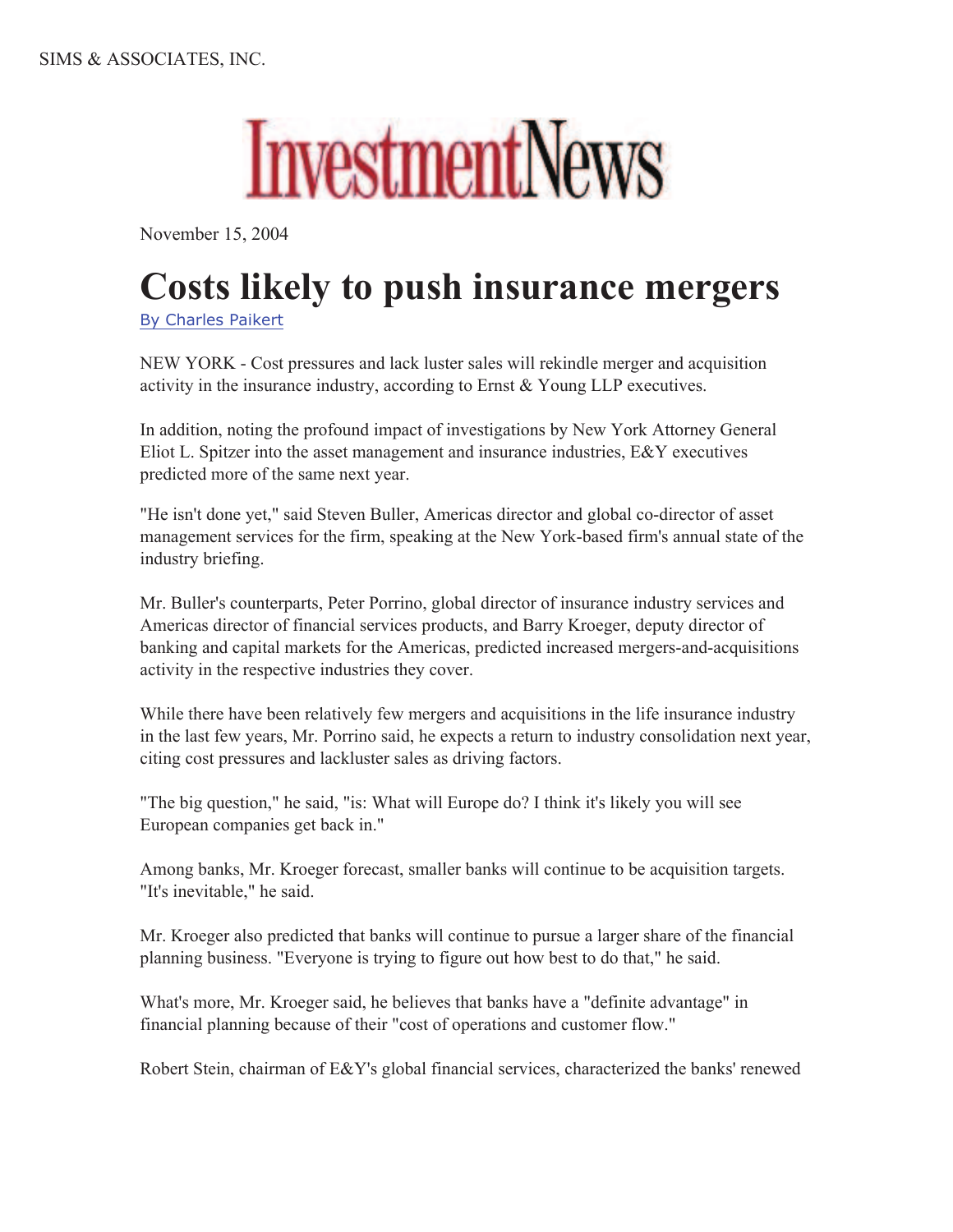SIMS & ASSOCIATES, INC.

InvestmentNews

November 15, 2004

# Costs likely to push insurance mergers

By Charles Paikert

NEW YORK - Cost pressures and lack luster sales will rekindle merger and acquisition activity in the insurance industry, according to Ernst & Young LLP executives.

In addition, noting the profound impact of investigations by New York Attorney General Eliot L. Spitzer into the asset management and insurance industries, E&Y executives predicted more of the same next year.

"He isn't done yet," said Steven Buller, Americas director and global co-director of asset management services for the firm, speaking at the New York-based firm's annual state of the industry briefing.

Mr. Buller's counterparts, Peter Porrino, global director of insurance industry services and Americas director of financial services products, and Barry Kroeger, deputy director of banking and capital markets for the Americas, predicted increased mergers-and-acquisitions activity in the respective industries they cover.

While there have been relatively few mergers and acquisitions in the life insurance industry in the last few years, Mr. Porrino said, he expects a return to industry consolidation next year, citing cost pressures and lackluster sales as driving factors.

"The big question," he said, "is: What will Europe do? I think it's likely you will see European companies get back in."

Among banks, Mr. Kroeger forecast, smaller banks will continue to be acquisition targets. "It's inevitable," he said.

Mr. Kroeger also predicted that banks will continue to pursue a larger share of the financial planning business. "Everyone is trying to figure out how best to do that," he said.

What's more, Mr. Kroeger said, he believes that banks have a "definite advantage" in financial planning because of their "cost of operations and customer flow."

Robert Stein, chairman of E&Y's global financial services, characterized the banks' renewed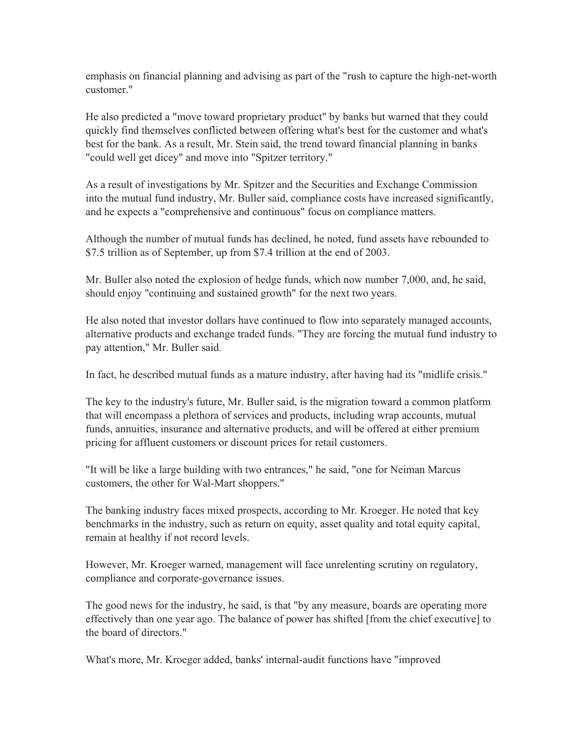emphasis on financial planning and advising as part of the "rush to capture the high-net-worth customer."

He also predicted a "move toward proprietary product" by banks but warned that they could quickly find themselves conflicted between offering what's best for the customer and what's best for the bank. As a result, Mr. Stein said, the trend toward financial planning in banks "could well get dicey" and move into "Spitzer territory."

As a result of investigations by Mr. Spitzer and the Securities and Exchange Commission into the mutual fund industry, Mr. Buller said, compliance costs have increased significantly, and he expects a "comprehensive and continuous" focus on compliance matters.

Although the number of mutual funds has declined, he noted, fund assets have rebounded to $7.5 trillion as of September, up from $7.4 trillion at the end of 2003.

Mr. Buller also noted the explosion of hedge funds, which now number 7,000, and, he said, should enjoy "continuing and sustained growth" for the next two years.

He also noted that investor dollars have continued to flow into separately managed accounts, alternative products and exchange traded funds. "They are forcing the mutual fund industry to pay attention," Mr. Buller said.

In fact, he described mutual funds as a mature industry, after having had its "midlife crisis."

The key to the industry's future, Mr. Buller said, is the migration toward a common platform that will encompass a plethora of services and products, including wrap accounts, mutual funds, annuities, insurance and alternative products, and will be offered at either premium pricing for affluent customers or discount prices for retail customers.

"It will be like a large building with two entrances," he said, "one for Neiman Marcus customers, the other for Wal-Mart shoppers."

The banking industry faces mixed prospects, according to Mr. Kroeger. He noted that key benchmarks in the industry, such as return on equity, asset quality and total equity capital, remain at healthy if not record levels.

However, Mr. Kroeger warned, management will face unrelenting scrutiny on regulatory, compliance and corporate-governance issues.

The good news for the industry, he said, is that "by any measure, boards are operating more effectively than one year ago. The balance of power has shifted [from the chief executive] to the board of directors."

What's more, Mr. Kroeger added, banks' internal-audit functions have "improved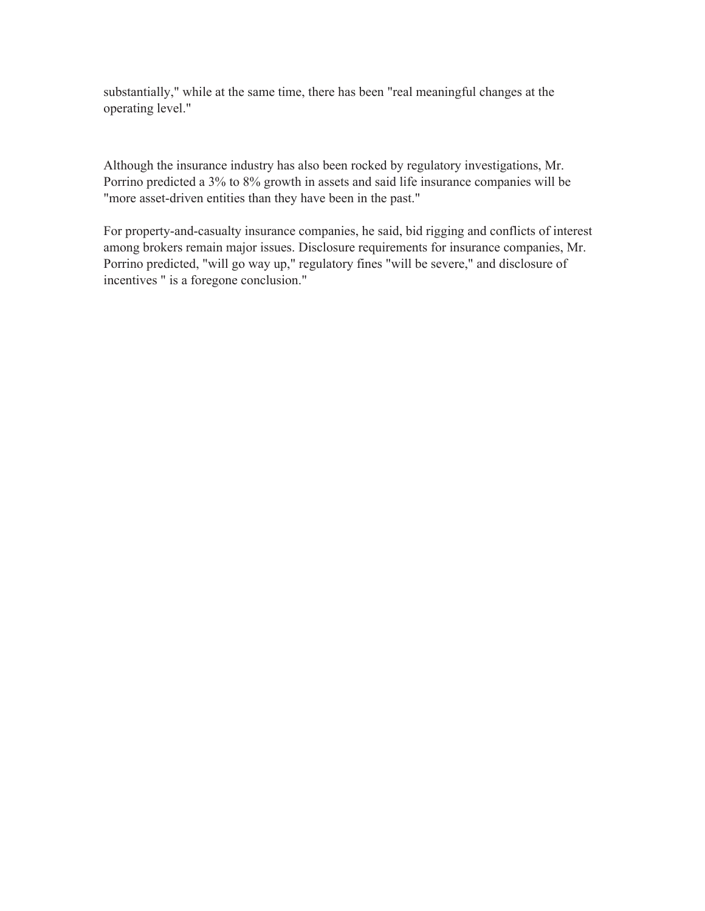substantially," while at the same time, there has been "real meaningful changes at the operating level."

Although the insurance industry has also been rocked by regulatory investigations, Mr. Porrino predicted a 3% to 8% growth in assets and said life insurance companies will be "more asset-driven entities than they have been in the past."

For property-and-casualty insurance companies, he said, bid rigging and conflicts of interest among brokers remain major issues. Disclosure requirements for insurance companies, Mr. Porrino predicted, "will go way up," regulatory fines "will be severe," and disclosure of incentives " is a foregone conclusion."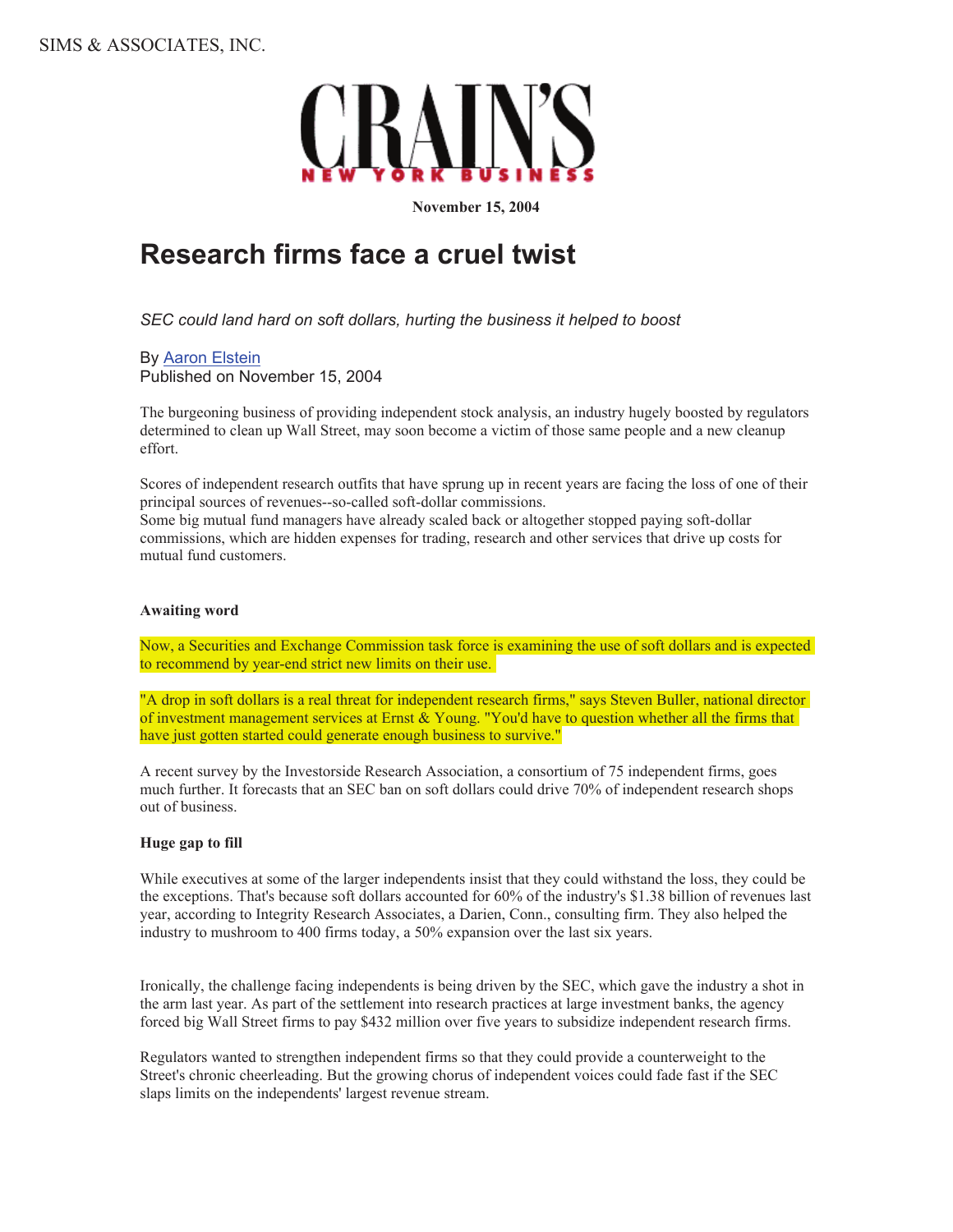SIMS & ASSOCIATES, INC.

CRAIN'S NEW YORK BUSINESS

**November 15, 2004**

# Research firms face a cruel twist

*SEC could land hard on soft dollars, hurting the business it helped to boost*

By Aaron Elstein
Published on November 15, 2004

The burgeoning business of providing independent stock analysis, an industry hugely boosted by regulators determined to clean up Wall Street, may soon become a victim of those same people and a new cleanup effort.

Scores of independent research outfits that have sprung up in recent years are facing the loss of one of their principal sources of revenues--so-called soft-dollar commissions.
Some big mutual fund managers have already scaled back or altogether stopped paying soft-dollar commissions, which are hidden expenses for trading, research and other services that drive up costs for mutual fund customers.

**Awaiting word**

Now, a Securities and Exchange Commission task force is examining the use of soft dollars and is expected to recommend by year-end strict new limits on their use.

"A drop in soft dollars is a real threat for independent research firms," says Steven Buller, national director of investment management services at Ernst & Young. "You'd have to question whether all the firms that have just gotten started could generate enough business to survive."

A recent survey by the Investorside Research Association, a consortium of 75 independent firms, goes much further. It forecasts that an SEC ban on soft dollars could drive 70% of independent research shops out of business.

**Huge gap to fill**

While executives at some of the larger independents insist that they could withstand the loss, they could be the exceptions. That's because soft dollars accounted for 60% of the industry's $1.38 billion of revenues last year, according to Integrity Research Associates, a Darien, Conn., consulting firm. They also helped the industry to mushroom to 400 firms today, a 50% expansion over the last six years.

Ironically, the challenge facing independents is being driven by the SEC, which gave the industry a shot in the arm last year. As part of the settlement into research practices at large investment banks, the agency forced big Wall Street firms to pay $432 million over five years to subsidize independent research firms.

Regulators wanted to strengthen independent firms so that they could provide a counterweight to the Street's chronic cheerleading. But the growing chorus of independent voices could fade fast if the SEC slaps limits on the independents' largest revenue stream.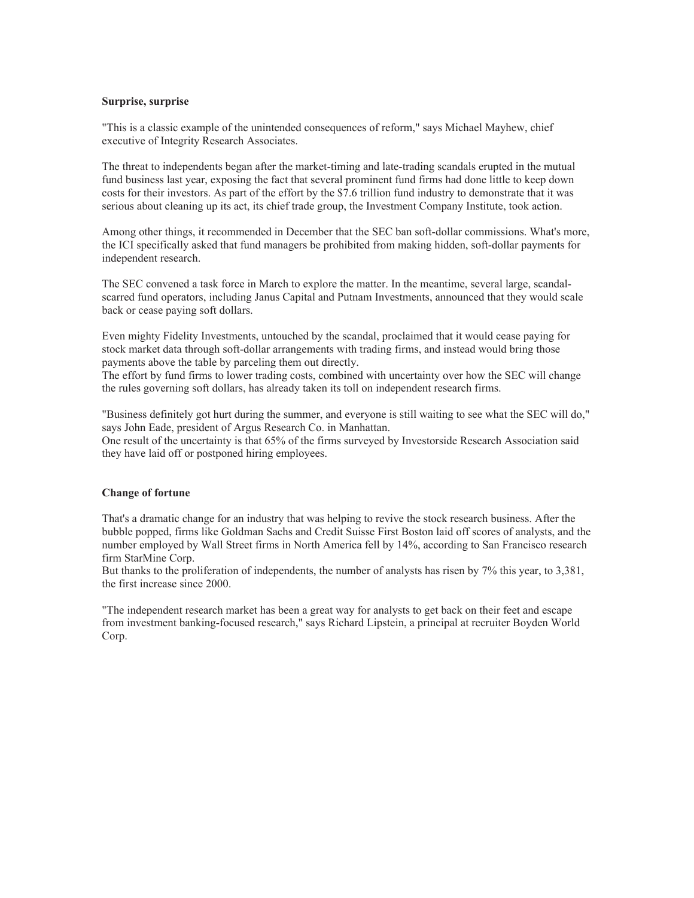**Surprise, surprise**

"This is a classic example of the unintended consequences of reform," says Michael Mayhew, chief executive of Integrity Research Associates.

The threat to independents began after the market-timing and late-trading scandals erupted in the mutual fund business last year, exposing the fact that several prominent fund firms had done little to keep down costs for their investors. As part of the effort by the $7.6 trillion fund industry to demonstrate that it was serious about cleaning up its act, its chief trade group, the Investment Company Institute, took action.

Among other things, it recommended in December that the SEC ban soft-dollar commissions. What's more, the ICI specifically asked that fund managers be prohibited from making hidden, soft-dollar payments for independent research.

The SEC convened a task force in March to explore the matter. In the meantime, several large, scandal-scarred fund operators, including Janus Capital and Putnam Investments, announced that they would scale back or cease paying soft dollars.

Even mighty Fidelity Investments, untouched by the scandal, proclaimed that it would cease paying for stock market data through soft-dollar arrangements with trading firms, and instead would bring those payments above the table by parceling them out directly.
The effort by fund firms to lower trading costs, combined with uncertainty over how the SEC will change the rules governing soft dollars, has already taken its toll on independent research firms.

"Business definitely got hurt during the summer, and everyone is still waiting to see what the SEC will do," says John Eade, president of Argus Research Co. in Manhattan.
One result of the uncertainty is that 65% of the firms surveyed by Investorside Research Association said they have laid off or postponed hiring employees.

**Change of fortune**

That's a dramatic change for an industry that was helping to revive the stock research business. After the bubble popped, firms like Goldman Sachs and Credit Suisse First Boston laid off scores of analysts, and the number employed by Wall Street firms in North America fell by 14%, according to San Francisco research firm StarMine Corp.
But thanks to the proliferation of independents, the number of analysts has risen by 7% this year, to 3,381, the first increase since 2000.

"The independent research market has been a great way for analysts to get back on their feet and escape from investment banking-focused research," says Richard Lipstein, a principal at recruiter Boyden World Corp.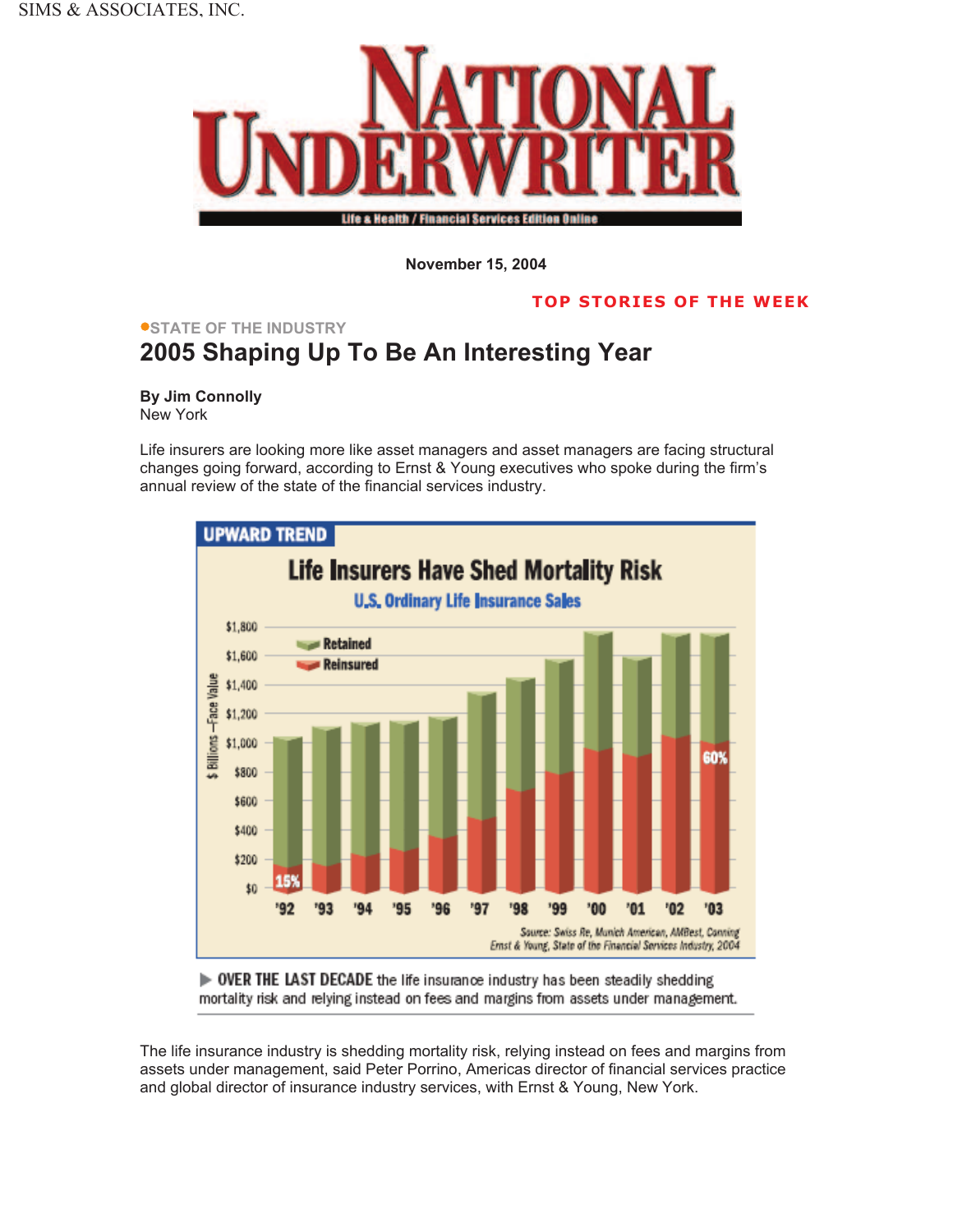SIMS & ASSOCIATES, INC.

# NATIONAL UNDERWRITER

Life & Health / Financial Services Edition Online

**November 15, 2004**

**TOP STORIES OF THE WEEK**

●STATE OF THE INDUSTRY

## 2005 Shaping Up To Be An Interesting Year

**By Jim Connolly**
New York

Life insurers are looking more like asset managers and asset managers are facing structural changes going forward, according to Ernst & Young executives who spoke during the firm's annual review of the state of the financial services industry.

**UPWARD TREND**

**Life Insurers Have Shed Mortality Risk**

U.S. Ordinary Life Insurance Sales

$ Billions—Face Value

Legend: Retained; Reinsured

Years: '92, '93, '94, '95, '96, '97, '98, '99, '00, '01, '02, '03

Reinsured share: 15% ('92); 60% ('03)

Source: Swiss Re, Munich American, AMBest, Conning
Ernst & Young, State of the Financial Services Industry, 2004

▶ **OVER THE LAST DECADE** the life insurance industry has been steadily shedding mortality risk and relying instead on fees and margins from assets under management.

The life insurance industry is shedding mortality risk, relying instead on fees and margins from assets under management, said Peter Porrino, Americas director of financial services practice and global director of insurance industry services, with Ernst & Young, New York.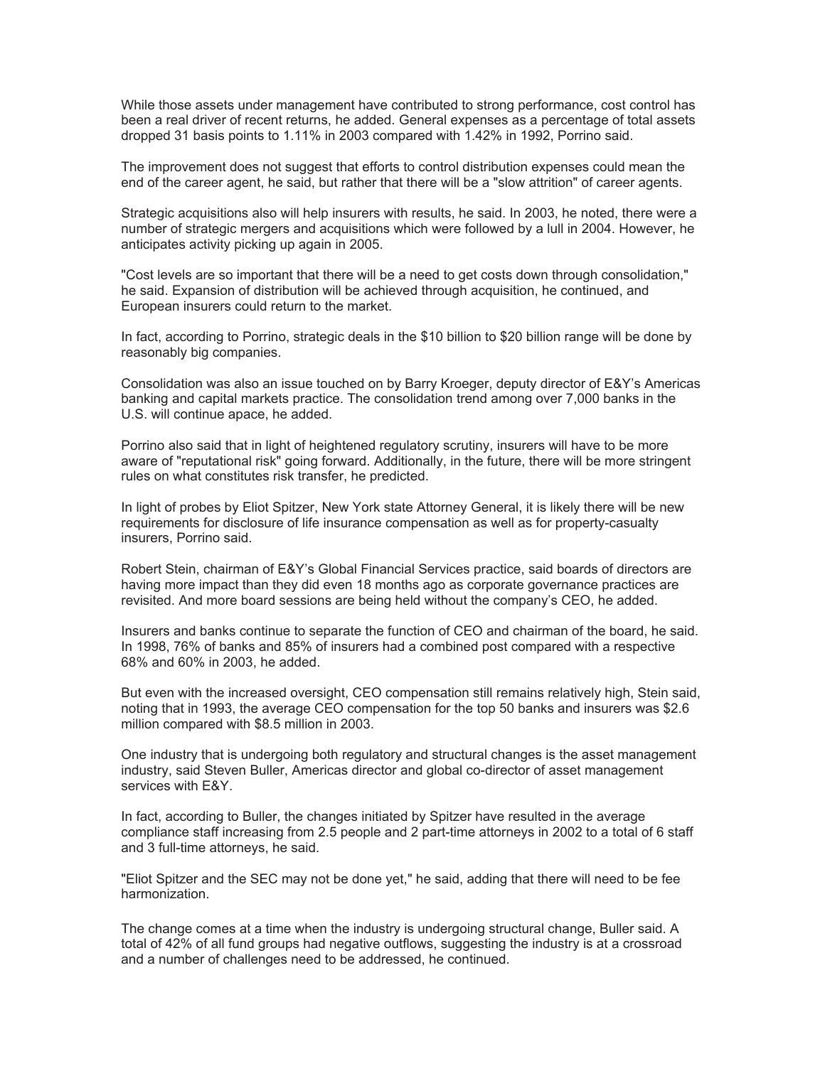While those assets under management have contributed to strong performance, cost control has been a real driver of recent returns, he added. General expenses as a percentage of total assets dropped 31 basis points to 1.11% in 2003 compared with 1.42% in 1992, Porrino said.

The improvement does not suggest that efforts to control distribution expenses could mean the end of the career agent, he said, but rather that there will be a "slow attrition" of career agents.

Strategic acquisitions also will help insurers with results, he said. In 2003, he noted, there were a number of strategic mergers and acquisitions which were followed by a lull in 2004. However, he anticipates activity picking up again in 2005.

"Cost levels are so important that there will be a need to get costs down through consolidation," he said. Expansion of distribution will be achieved through acquisition, he continued, and European insurers could return to the market.

In fact, according to Porrino, strategic deals in the $10 billion to $20 billion range will be done by reasonably big companies.

Consolidation was also an issue touched on by Barry Kroeger, deputy director of E&Y's Americas banking and capital markets practice. The consolidation trend among over 7,000 banks in the U.S. will continue apace, he added.

Porrino also said that in light of heightened regulatory scrutiny, insurers will have to be more aware of "reputational risk" going forward. Additionally, in the future, there will be more stringent rules on what constitutes risk transfer, he predicted.

In light of probes by Eliot Spitzer, New York state Attorney General, it is likely there will be new requirements for disclosure of life insurance compensation as well as for property-casualty insurers, Porrino said.

Robert Stein, chairman of E&Y's Global Financial Services practice, said boards of directors are having more impact than they did even 18 months ago as corporate governance practices are revisited. And more board sessions are being held without the company's CEO, he added.

Insurers and banks continue to separate the function of CEO and chairman of the board, he said. In 1998, 76% of banks and 85% of insurers had a combined post compared with a respective 68% and 60% in 2003, he added.

But even with the increased oversight, CEO compensation still remains relatively high, Stein said, noting that in 1993, the average CEO compensation for the top 50 banks and insurers was $2.6 million compared with $8.5 million in 2003.

One industry that is undergoing both regulatory and structural changes is the asset management industry, said Steven Buller, Americas director and global co-director of asset management services with E&Y.

In fact, according to Buller, the changes initiated by Spitzer have resulted in the average compliance staff increasing from 2.5 people and 2 part-time attorneys in 2002 to a total of 6 staff and 3 full-time attorneys, he said.

"Eliot Spitzer and the SEC may not be done yet," he said, adding that there will need to be fee harmonization.

The change comes at a time when the industry is undergoing structural change, Buller said. A total of 42% of all fund groups had negative outflows, suggesting the industry is at a crossroad and a number of challenges need to be addressed, he continued.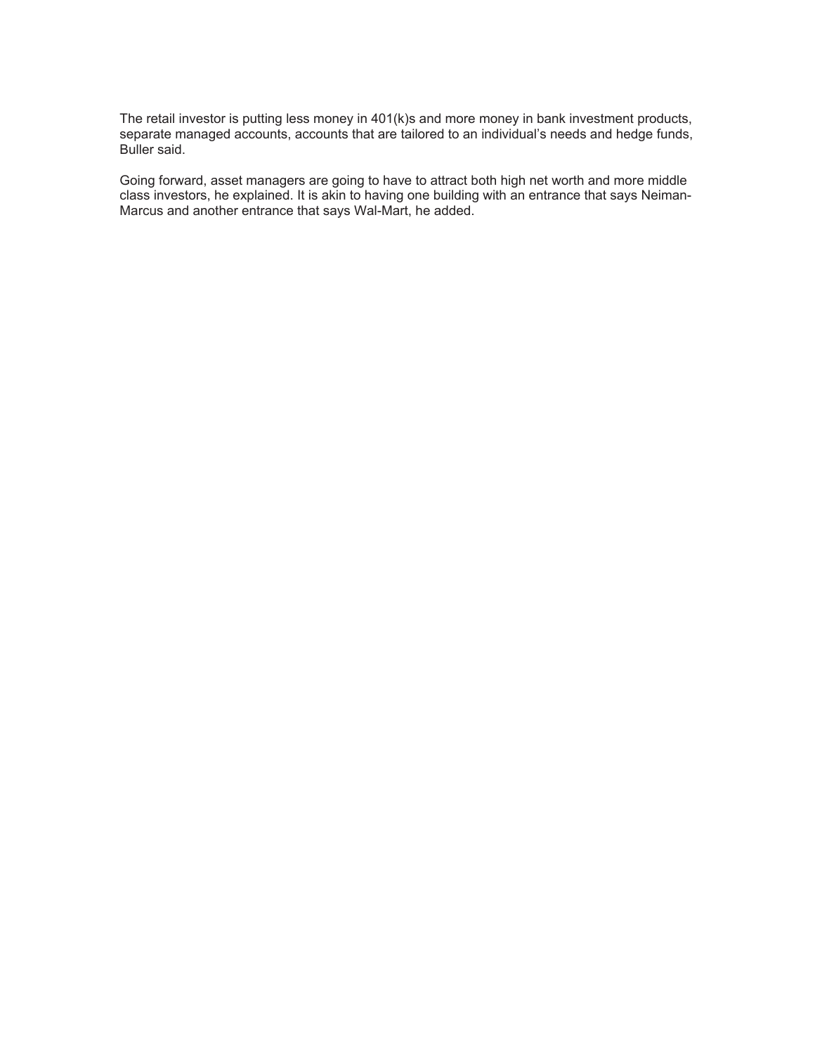The retail investor is putting less money in 401(k)s and more money in bank investment products, separate managed accounts, accounts that are tailored to an individual's needs and hedge funds, Buller said.

Going forward, asset managers are going to have to attract both high net worth and more middle class investors, he explained. It is akin to having one building with an entrance that says Neiman-Marcus and another entrance that says Wal-Mart, he added.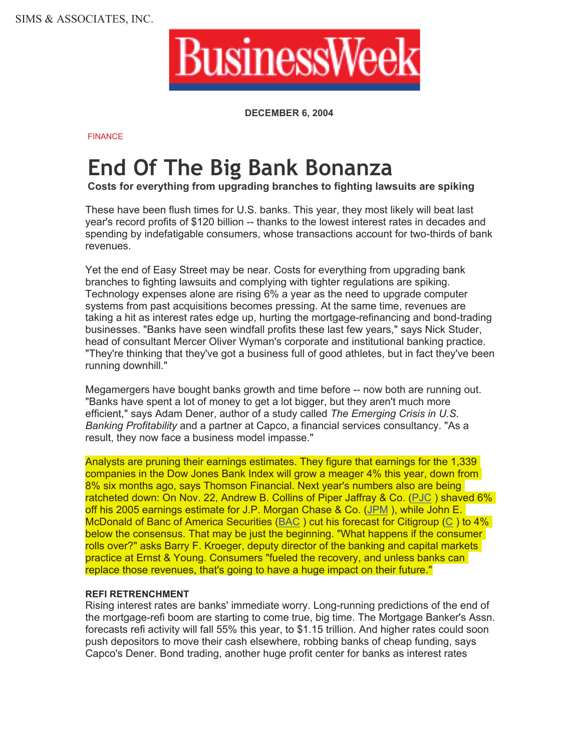SIMS & ASSOCIATES, INC.

BusinessWeek

**DECEMBER 6, 2004**

FINANCE

# End Of The Big Bank Bonanza

**Costs for everything from upgrading branches to fighting lawsuits are spiking**

These have been flush times for U.S. banks. This year, they most likely will beat last year's record profits of $120 billion -- thanks to the lowest interest rates in decades and spending by indefatigable consumers, whose transactions account for two-thirds of bank revenues.

Yet the end of Easy Street may be near. Costs for everything from upgrading bank branches to fighting lawsuits and complying with tighter regulations are spiking. Technology expenses alone are rising 6% a year as the need to upgrade computer systems from past acquisitions becomes pressing. At the same time, revenues are taking a hit as interest rates edge up, hurting the mortgage-refinancing and bond-trading businesses. "Banks have seen windfall profits these last few years," says Nick Studer, head of consultant Mercer Oliver Wyman's corporate and institutional banking practice. "They're thinking that they've got a business full of good athletes, but in fact they've been running downhill."

Megamergers have bought banks growth and time before -- now both are running out. "Banks have spent a lot of money to get a lot bigger, but they aren't much more efficient," says Adam Dener, author of a study called *The Emerging Crisis in U.S. Banking Profitability* and a partner at Capco, a financial services consultancy. "As a result, they now face a business model impasse."

Analysts are pruning their earnings estimates. They figure that earnings for the 1,339 companies in the Dow Jones Bank Index will grow a meager 4% this year, down from 8% six months ago, says Thomson Financial. Next year's numbers also are being ratcheted down: On Nov. 22, Andrew B. Collins of Piper Jaffray & Co. (PJC ) shaved 6% off his 2005 earnings estimate for J.P. Morgan Chase & Co. (JPM ), while John E. McDonald of Banc of America Securities (BAC ) cut his forecast for Citigroup (C ) to 4% below the consensus. That may be just the beginning. "What happens if the consumer rolls over?" asks Barry F. Kroeger, deputy director of the banking and capital markets practice at Ernst & Young. Consumers "fueled the recovery, and unless banks can replace those revenues, that's going to have a huge impact on their future."

**REFI RETRENCHMENT**

Rising interest rates are banks' immediate worry. Long-running predictions of the end of the mortgage-refi boom are starting to come true, big time. The Mortgage Banker's Assn. forecasts refi activity will fall 55% this year, to $1.15 trillion. And higher rates could soon push depositors to move their cash elsewhere, robbing banks of cheap funding, says Capco's Dener. Bond trading, another huge profit center for banks as interest rates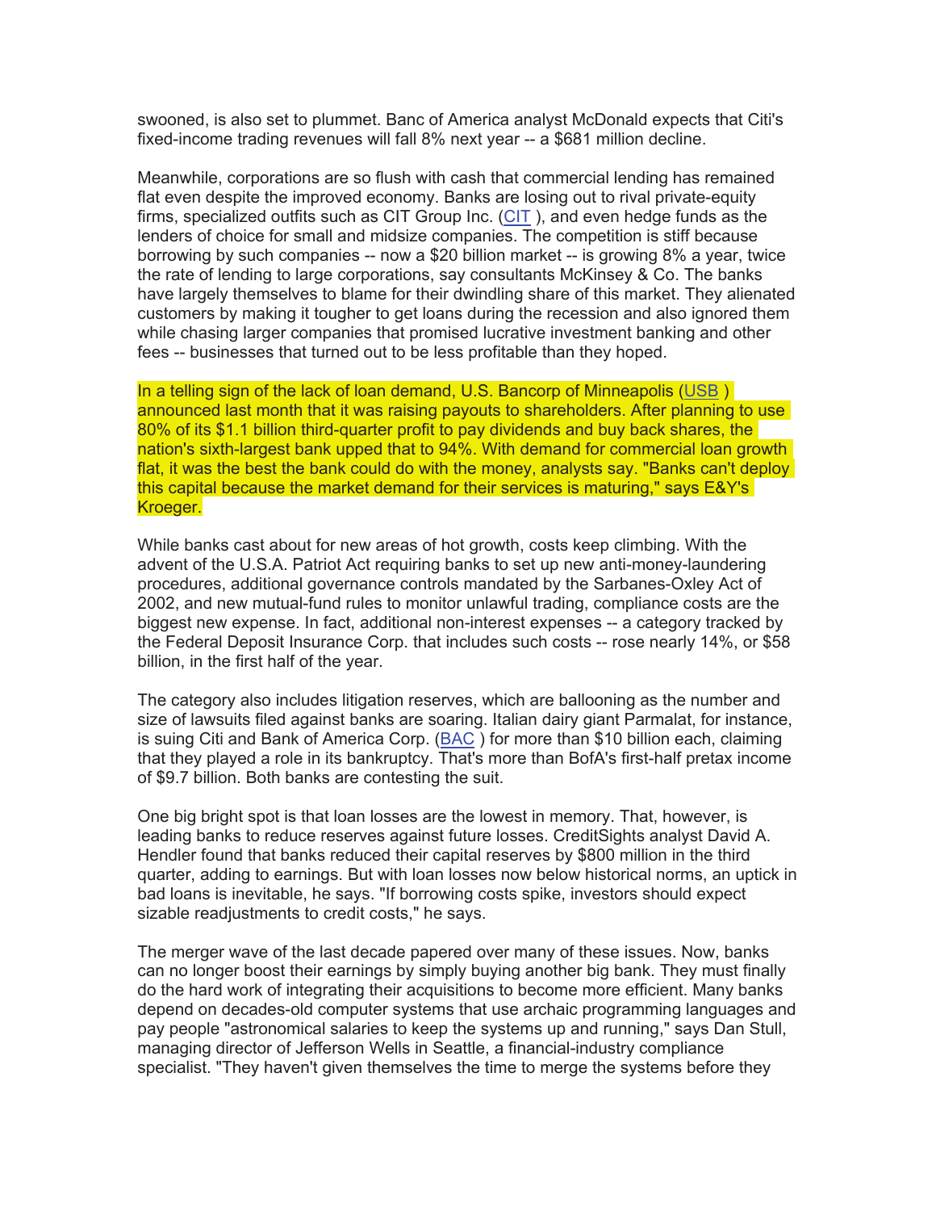swooned, is also set to plummet. Banc of America analyst McDonald expects that Citi's fixed-income trading revenues will fall 8% next year -- a $681 million decline.

Meanwhile, corporations are so flush with cash that commercial lending has remained flat even despite the improved economy. Banks are losing out to rival private-equity firms, specialized outfits such as CIT Group Inc. (CIT ), and even hedge funds as the lenders of choice for small and midsize companies. The competition is stiff because borrowing by such companies -- now a $20 billion market -- is growing 8% a year, twice the rate of lending to large corporations, say consultants McKinsey & Co. The banks have largely themselves to blame for their dwindling share of this market. They alienated customers by making it tougher to get loans during the recession and also ignored them while chasing larger companies that promised lucrative investment banking and other fees -- businesses that turned out to be less profitable than they hoped.

In a telling sign of the lack of loan demand, U.S. Bancorp of Minneapolis (USB ) announced last month that it was raising payouts to shareholders. After planning to use 80% of its $1.1 billion third-quarter profit to pay dividends and buy back shares, the nation's sixth-largest bank upped that to 94%. With demand for commercial loan growth flat, it was the best the bank could do with the money, analysts say. "Banks can't deploy this capital because the market demand for their services is maturing," says E&Y's Kroeger.

While banks cast about for new areas of hot growth, costs keep climbing. With the advent of the U.S.A. Patriot Act requiring banks to set up new anti-money-laundering procedures, additional governance controls mandated by the Sarbanes-Oxley Act of 2002, and new mutual-fund rules to monitor unlawful trading, compliance costs are the biggest new expense. In fact, additional non-interest expenses -- a category tracked by the Federal Deposit Insurance Corp. that includes such costs -- rose nearly 14%, or $58 billion, in the first half of the year.

The category also includes litigation reserves, which are ballooning as the number and size of lawsuits filed against banks are soaring. Italian dairy giant Parmalat, for instance, is suing Citi and Bank of America Corp. (BAC ) for more than $10 billion each, claiming that they played a role in its bankruptcy. That's more than BofA's first-half pretax income of $9.7 billion. Both banks are contesting the suit.

One big bright spot is that loan losses are the lowest in memory. That, however, is leading banks to reduce reserves against future losses. CreditSights analyst David A. Hendler found that banks reduced their capital reserves by $800 million in the third quarter, adding to earnings. But with loan losses now below historical norms, an uptick in bad loans is inevitable, he says. "If borrowing costs spike, investors should expect sizable readjustments to credit costs," he says.

The merger wave of the last decade papered over many of these issues. Now, banks can no longer boost their earnings by simply buying another big bank. They must finally do the hard work of integrating their acquisitions to become more efficient. Many banks depend on decades-old computer systems that use archaic programming languages and pay people "astronomical salaries to keep the systems up and running," says Dan Stull, managing director of Jefferson Wells in Seattle, a financial-industry compliance specialist. "They haven't given themselves the time to merge the systems before they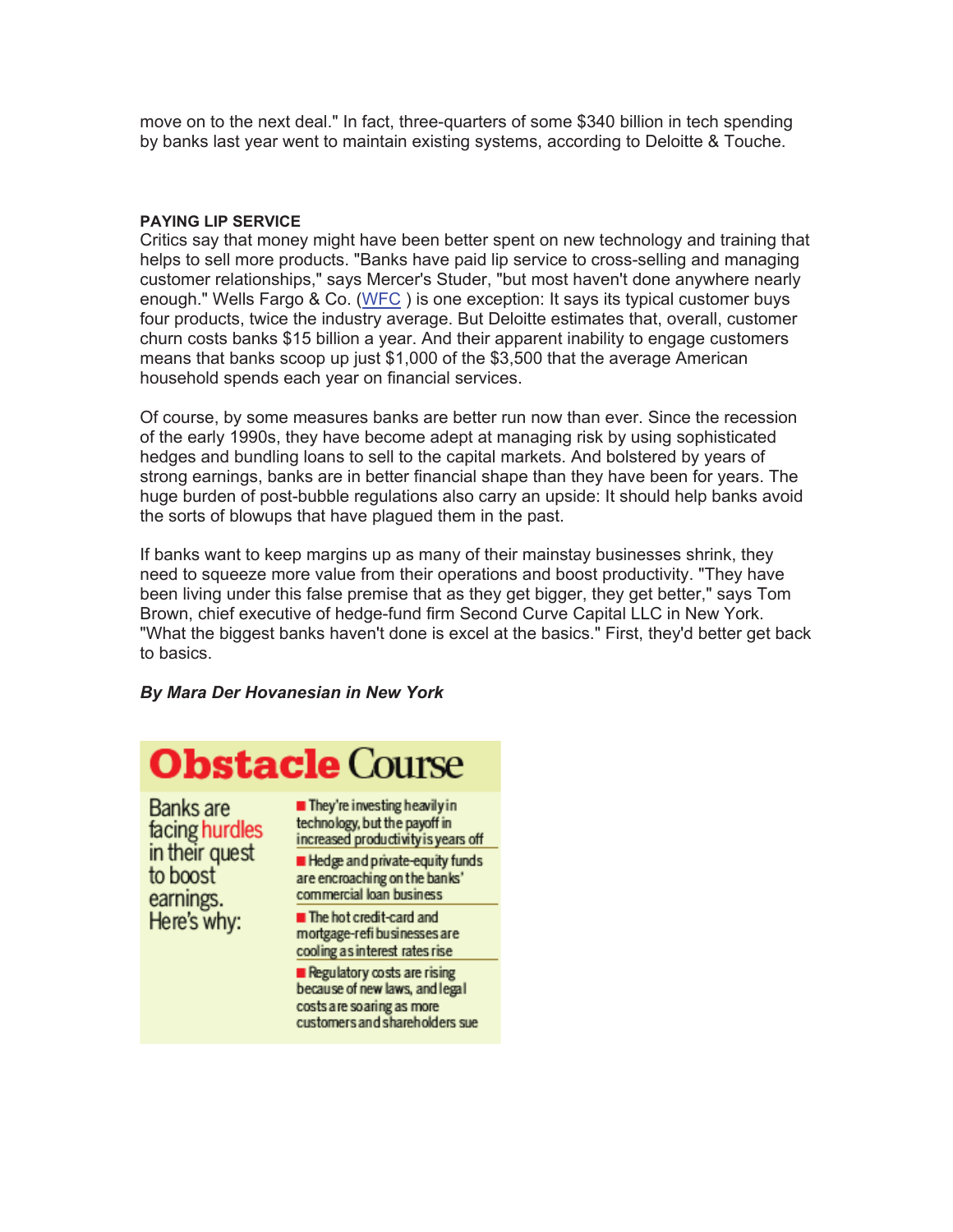move on to the next deal." In fact, three-quarters of some $340 billion in tech spending by banks last year went to maintain existing systems, according to Deloitte & Touche.

**PAYING LIP SERVICE**

Critics say that money might have been better spent on new technology and training that helps to sell more products. "Banks have paid lip service to cross-selling and managing customer relationships," says Mercer's Studer, "but most haven't done anywhere nearly enough." Wells Fargo & Co. (WFC ) is one exception: It says its typical customer buys four products, twice the industry average. But Deloitte estimates that, overall, customer churn costs banks $15 billion a year. And their apparent inability to engage customers means that banks scoop up just $1,000 of the $3,500 that the average American household spends each year on financial services.

Of course, by some measures banks are better run now than ever. Since the recession of the early 1990s, they have become adept at managing risk by using sophisticated hedges and bundling loans to sell to the capital markets. And bolstered by years of strong earnings, banks are in better financial shape than they have been for years. The huge burden of post-bubble regulations also carry an upside: It should help banks avoid the sorts of blowups that have plagued them in the past.

If banks want to keep margins up as many of their mainstay businesses shrink, they need to squeeze more value from their operations and boost productivity. "They have been living under this false premise that as they get bigger, they get better," says Tom Brown, chief executive of hedge-fund firm Second Curve Capital LLC in New York. "What the biggest banks haven't done is excel at the basics." First, they'd better get back to basics.

***By Mara Der Hovanesian in New York***

## Obstacle Course

Banks are facing hurdles in their quest to boost earnings. Here's why:

- They're investing heavily in technology, but the payoff in increased productivity is years off
- Hedge and private-equity funds are encroaching on the banks' commercial loan business
- The hot credit-card and mortgage-refi businesses are cooling as interest rates rise
- Regulatory costs are rising because of new laws, and legal costs are soaring as more customers and shareholders sue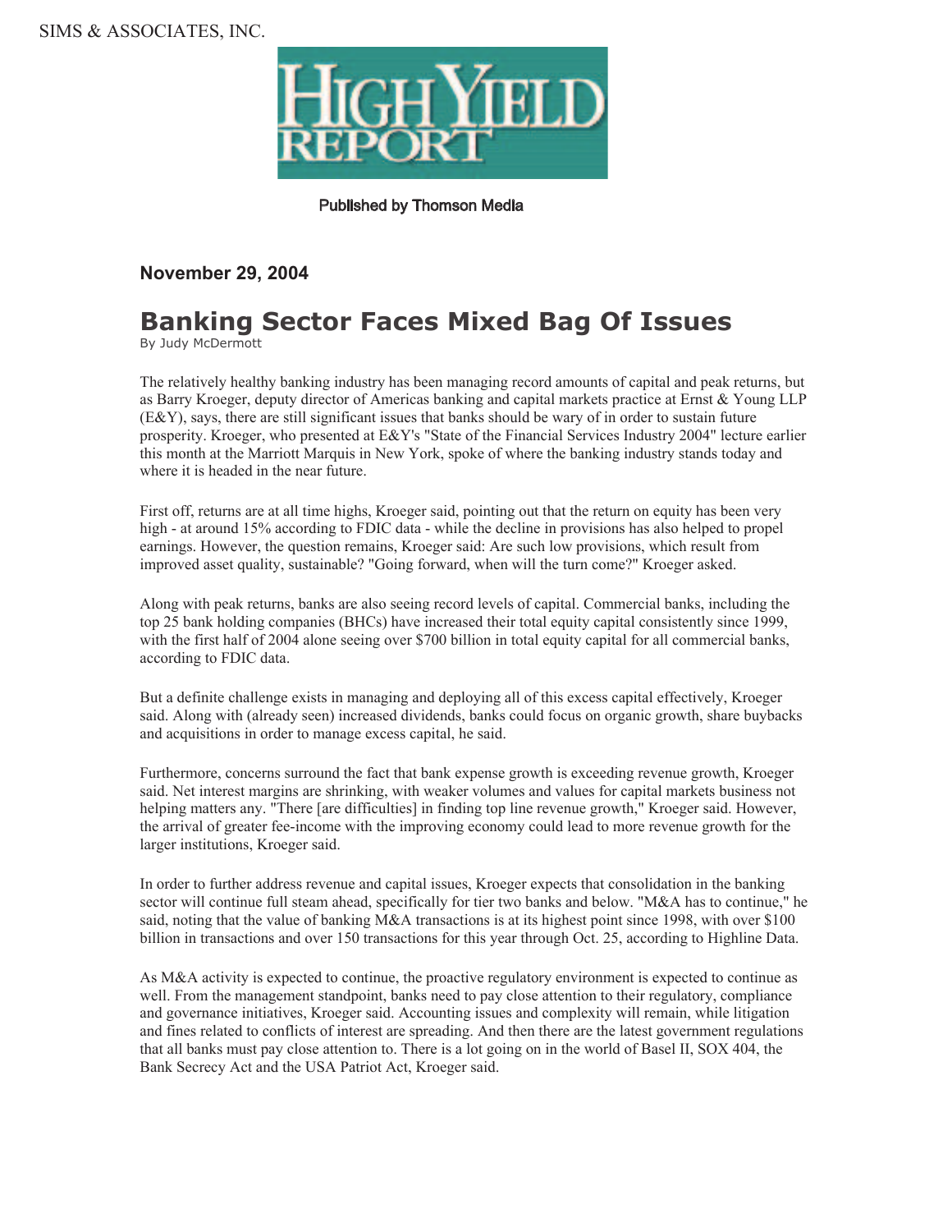SIMS & ASSOCIATES, INC.

HIGH YIELD REPORT

Published by Thomson Media

**November 29, 2004**

# Banking Sector Faces Mixed Bag Of Issues

By Judy McDermott

The relatively healthy banking industry has been managing record amounts of capital and peak returns, but as Barry Kroeger, deputy director of Americas banking and capital markets practice at Ernst & Young LLP (E&Y), says, there are still significant issues that banks should be wary of in order to sustain future prosperity. Kroeger, who presented at E&Y's "State of the Financial Services Industry 2004" lecture earlier this month at the Marriott Marquis in New York, spoke of where the banking industry stands today and where it is headed in the near future.

First off, returns are at all time highs, Kroeger said, pointing out that the return on equity has been very high - at around 15% according to FDIC data - while the decline in provisions has also helped to propel earnings. However, the question remains, Kroeger said: Are such low provisions, which result from improved asset quality, sustainable? "Going forward, when will the turn come?" Kroeger asked.

Along with peak returns, banks are also seeing record levels of capital. Commercial banks, including the top 25 bank holding companies (BHCs) have increased their total equity capital consistently since 1999, with the first half of 2004 alone seeing over $700 billion in total equity capital for all commercial banks, according to FDIC data.

But a definite challenge exists in managing and deploying all of this excess capital effectively, Kroeger said. Along with (already seen) increased dividends, banks could focus on organic growth, share buybacks and acquisitions in order to manage excess capital, he said.

Furthermore, concerns surround the fact that bank expense growth is exceeding revenue growth, Kroeger said. Net interest margins are shrinking, with weaker volumes and values for capital markets business not helping matters any. "There [are difficulties] in finding top line revenue growth," Kroeger said. However, the arrival of greater fee-income with the improving economy could lead to more revenue growth for the larger institutions, Kroeger said.

In order to further address revenue and capital issues, Kroeger expects that consolidation in the banking sector will continue full steam ahead, specifically for tier two banks and below. "M&A has to continue," he said, noting that the value of banking M&A transactions is at its highest point since 1998, with over $100 billion in transactions and over 150 transactions for this year through Oct. 25, according to Highline Data.

As M&A activity is expected to continue, the proactive regulatory environment is expected to continue as well. From the management standpoint, banks need to pay close attention to their regulatory, compliance and governance initiatives, Kroeger said. Accounting issues and complexity will remain, while litigation and fines related to conflicts of interest are spreading. And then there are the latest government regulations that all banks must pay close attention to. There is a lot going on in the world of Basel II, SOX 404, the Bank Secrecy Act and the USA Patriot Act, Kroeger said.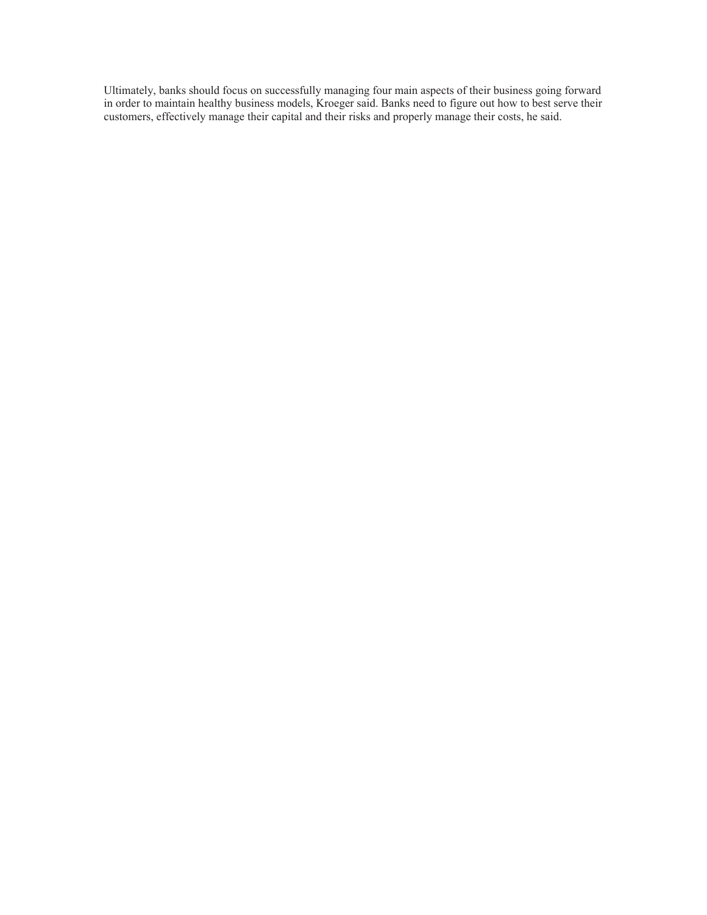Ultimately, banks should focus on successfully managing four main aspects of their business going forward in order to maintain healthy business models, Kroeger said. Banks need to figure out how to best serve their customers, effectively manage their capital and their risks and properly manage their costs, he said.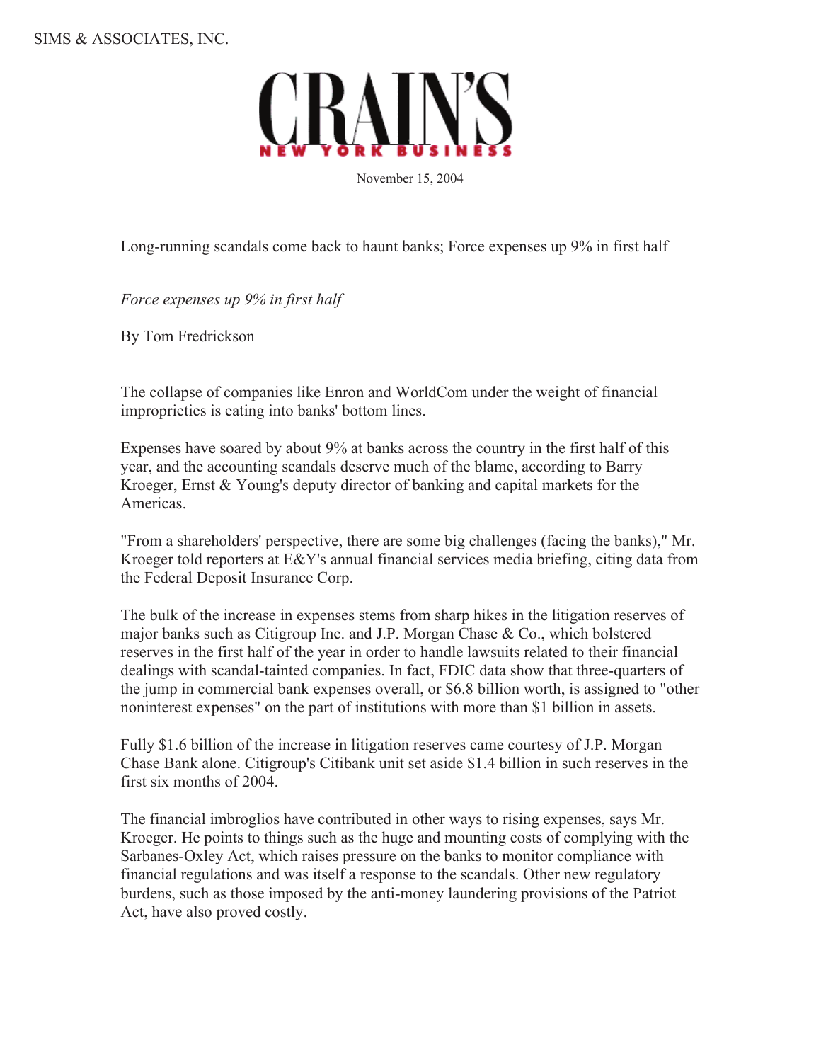SIMS & ASSOCIATES, INC.

# CRAIN'S NEW YORK BUSINESS

November 15, 2004

## Long-running scandals come back to haunt banks; Force expenses up 9% in first half

*Force expenses up 9% in first half*

By Tom Fredrickson

The collapse of companies like Enron and WorldCom under the weight of financial improprieties is eating into banks' bottom lines.

Expenses have soared by about 9% at banks across the country in the first half of this year, and the accounting scandals deserve much of the blame, according to Barry Kroeger, Ernst & Young's deputy director of banking and capital markets for the Americas.

"From a shareholders' perspective, there are some big challenges (facing the banks)," Mr. Kroeger told reporters at E&Y's annual financial services media briefing, citing data from the Federal Deposit Insurance Corp.

The bulk of the increase in expenses stems from sharp hikes in the litigation reserves of major banks such as Citigroup Inc. and J.P. Morgan Chase & Co., which bolstered reserves in the first half of the year in order to handle lawsuits related to their financial dealings with scandal-tainted companies. In fact, FDIC data show that three-quarters of the jump in commercial bank expenses overall, or $6.8 billion worth, is assigned to "other noninterest expenses" on the part of institutions with more than $1 billion in assets.

Fully $1.6 billion of the increase in litigation reserves came courtesy of J.P. Morgan Chase Bank alone. Citigroup's Citibank unit set aside $1.4 billion in such reserves in the first six months of 2004.

The financial imbroglios have contributed in other ways to rising expenses, says Mr. Kroeger. He points to things such as the huge and mounting costs of complying with the Sarbanes-Oxley Act, which raises pressure on the banks to monitor compliance with financial regulations and was itself a response to the scandals. Other new regulatory burdens, such as those imposed by the anti-money laundering provisions of the Patriot Act, have also proved costly.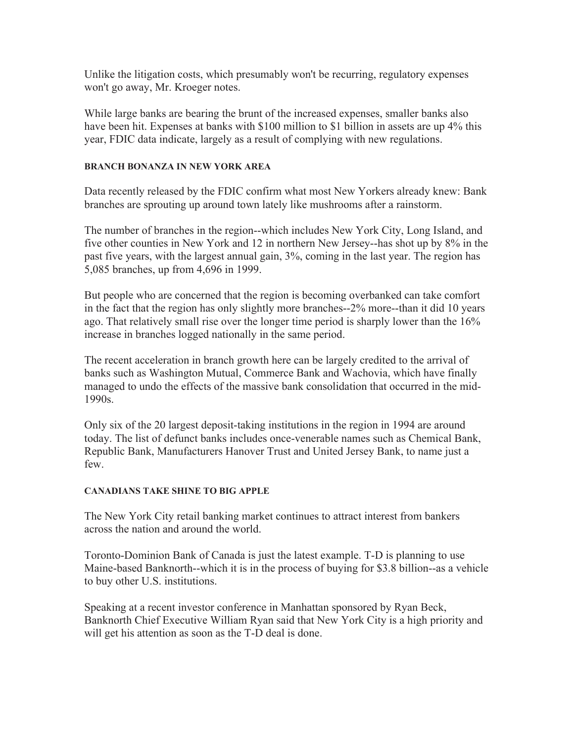Unlike the litigation costs, which presumably won't be recurring, regulatory expenses won't go away, Mr. Kroeger notes.

While large banks are bearing the brunt of the increased expenses, smaller banks also have been hit. Expenses at banks with $100 million to $1 billion in assets are up 4% this year, FDIC data indicate, largely as a result of complying with new regulations.

### BRANCH BONANZA IN NEW YORK AREA

Data recently released by the FDIC confirm what most New Yorkers already knew: Bank branches are sprouting up around town lately like mushrooms after a rainstorm.

The number of branches in the region--which includes New York City, Long Island, and five other counties in New York and 12 in northern New Jersey--has shot up by 8% in the past five years, with the largest annual gain, 3%, coming in the last year. The region has 5,085 branches, up from 4,696 in 1999.

But people who are concerned that the region is becoming overbanked can take comfort in the fact that the region has only slightly more branches--2% more--than it did 10 years ago. That relatively small rise over the longer time period is sharply lower than the 16% increase in branches logged nationally in the same period.

The recent acceleration in branch growth here can be largely credited to the arrival of banks such as Washington Mutual, Commerce Bank and Wachovia, which have finally managed to undo the effects of the massive bank consolidation that occurred in the mid-1990s.

Only six of the 20 largest deposit-taking institutions in the region in 1994 are around today. The list of defunct banks includes once-venerable names such as Chemical Bank, Republic Bank, Manufacturers Hanover Trust and United Jersey Bank, to name just a few.

### CANADIANS TAKE SHINE TO BIG APPLE

The New York City retail banking market continues to attract interest from bankers across the nation and around the world.

Toronto-Dominion Bank of Canada is just the latest example. T-D is planning to use Maine-based Banknorth--which it is in the process of buying for $3.8 billion--as a vehicle to buy other U.S. institutions.

Speaking at a recent investor conference in Manhattan sponsored by Ryan Beck, Banknorth Chief Executive William Ryan said that New York City is a high priority and will get his attention as soon as the T-D deal is done.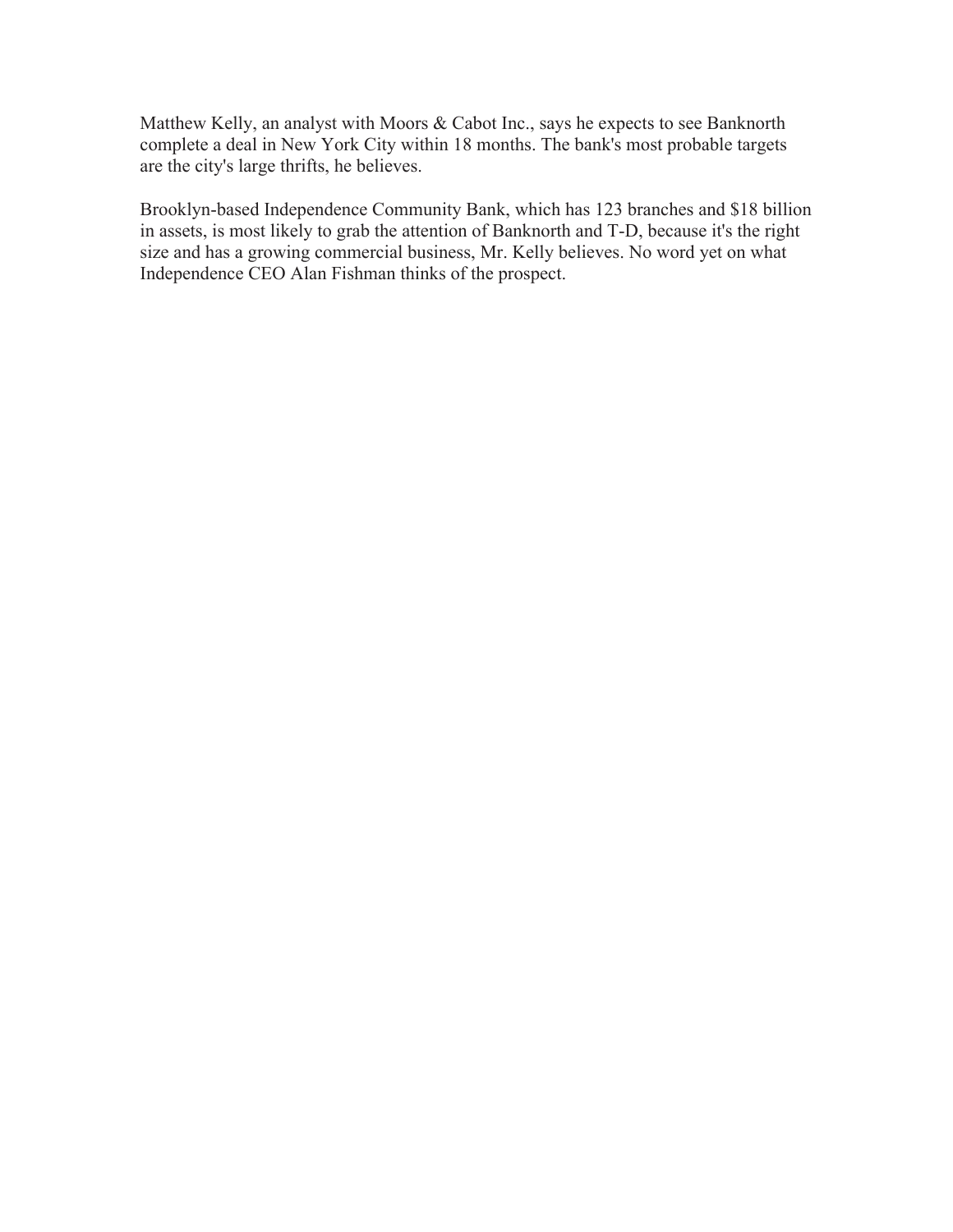Matthew Kelly, an analyst with Moors & Cabot Inc., says he expects to see Banknorth complete a deal in New York City within 18 months. The bank's most probable targets are the city's large thrifts, he believes.

Brooklyn-based Independence Community Bank, which has 123 branches and $18 billion in assets, is most likely to grab the attention of Banknorth and T-D, because it's the right size and has a growing commercial business, Mr. Kelly believes. No word yet on what Independence CEO Alan Fishman thinks of the prospect.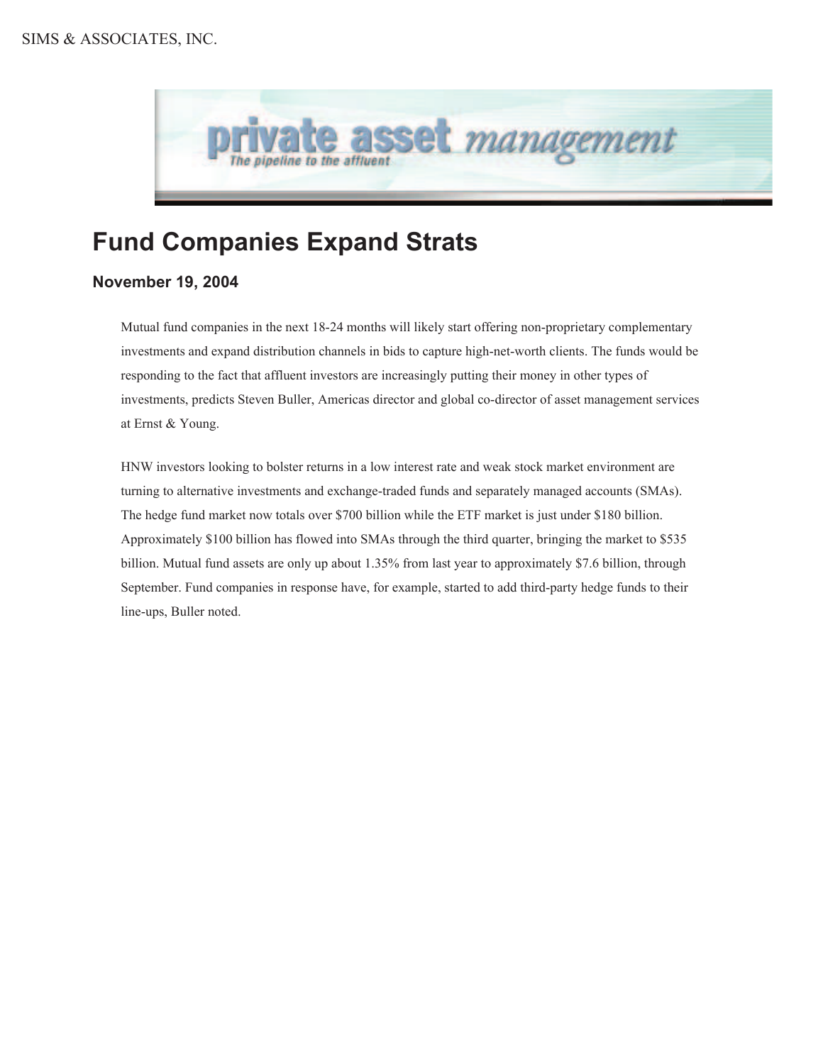private asset management
*The pipeline to the affluent*

# Fund Companies Expand Strats

### November 19, 2004

Mutual fund companies in the next 18-24 months will likely start offering non-proprietary complementary investments and expand distribution channels in bids to capture high-net-worth clients. The funds would be responding to the fact that affluent investors are increasingly putting their money in other types of investments, predicts Steven Buller, Americas director and global co-director of asset management services at Ernst & Young.

HNW investors looking to bolster returns in a low interest rate and weak stock market environment are turning to alternative investments and exchange-traded funds and separately managed accounts (SMAs). The hedge fund market now totals over $700 billion while the ETF market is just under $180 billion. Approximately $100 billion has flowed into SMAs through the third quarter, bringing the market to $535 billion. Mutual fund assets are only up about 1.35% from last year to approximately $7.6 billion, through September. Fund companies in response have, for example, started to add third-party hedge funds to their line-ups, Buller noted.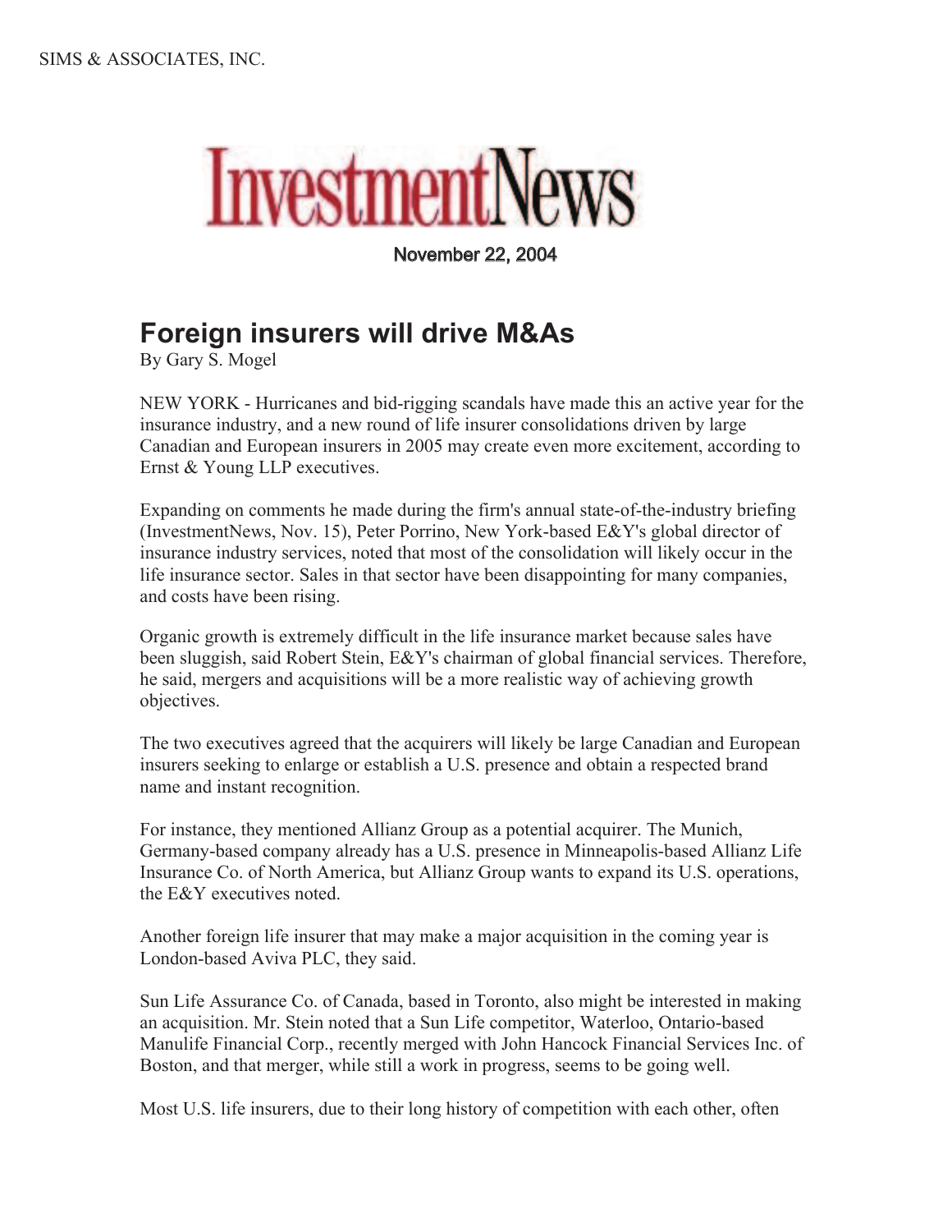**InvestmentNews**

November 22, 2004

## Foreign insurers will drive M&As

By Gary S. Mogel

NEW YORK - Hurricanes and bid-rigging scandals have made this an active year for the insurance industry, and a new round of life insurer consolidations driven by large Canadian and European insurers in 2005 may create even more excitement, according to Ernst & Young LLP executives.

Expanding on comments he made during the firm's annual state-of-the-industry briefing (InvestmentNews, Nov. 15), Peter Porrino, New York-based E&Y's global director of insurance industry services, noted that most of the consolidation will likely occur in the life insurance sector. Sales in that sector have been disappointing for many companies, and costs have been rising.

Organic growth is extremely difficult in the life insurance market because sales have been sluggish, said Robert Stein, E&Y's chairman of global financial services. Therefore, he said, mergers and acquisitions will be a more realistic way of achieving growth objectives.

The two executives agreed that the acquirers will likely be large Canadian and European insurers seeking to enlarge or establish a U.S. presence and obtain a respected brand name and instant recognition.

For instance, they mentioned Allianz Group as a potential acquirer. The Munich, Germany-based company already has a U.S. presence in Minneapolis-based Allianz Life Insurance Co. of North America, but Allianz Group wants to expand its U.S. operations, the E&Y executives noted.

Another foreign life insurer that may make a major acquisition in the coming year is London-based Aviva PLC, they said.

Sun Life Assurance Co. of Canada, based in Toronto, also might be interested in making an acquisition. Mr. Stein noted that a Sun Life competitor, Waterloo, Ontario-based Manulife Financial Corp., recently merged with John Hancock Financial Services Inc. of Boston, and that merger, while still a work in progress, seems to be going well.

Most U.S. life insurers, due to their long history of competition with each other, often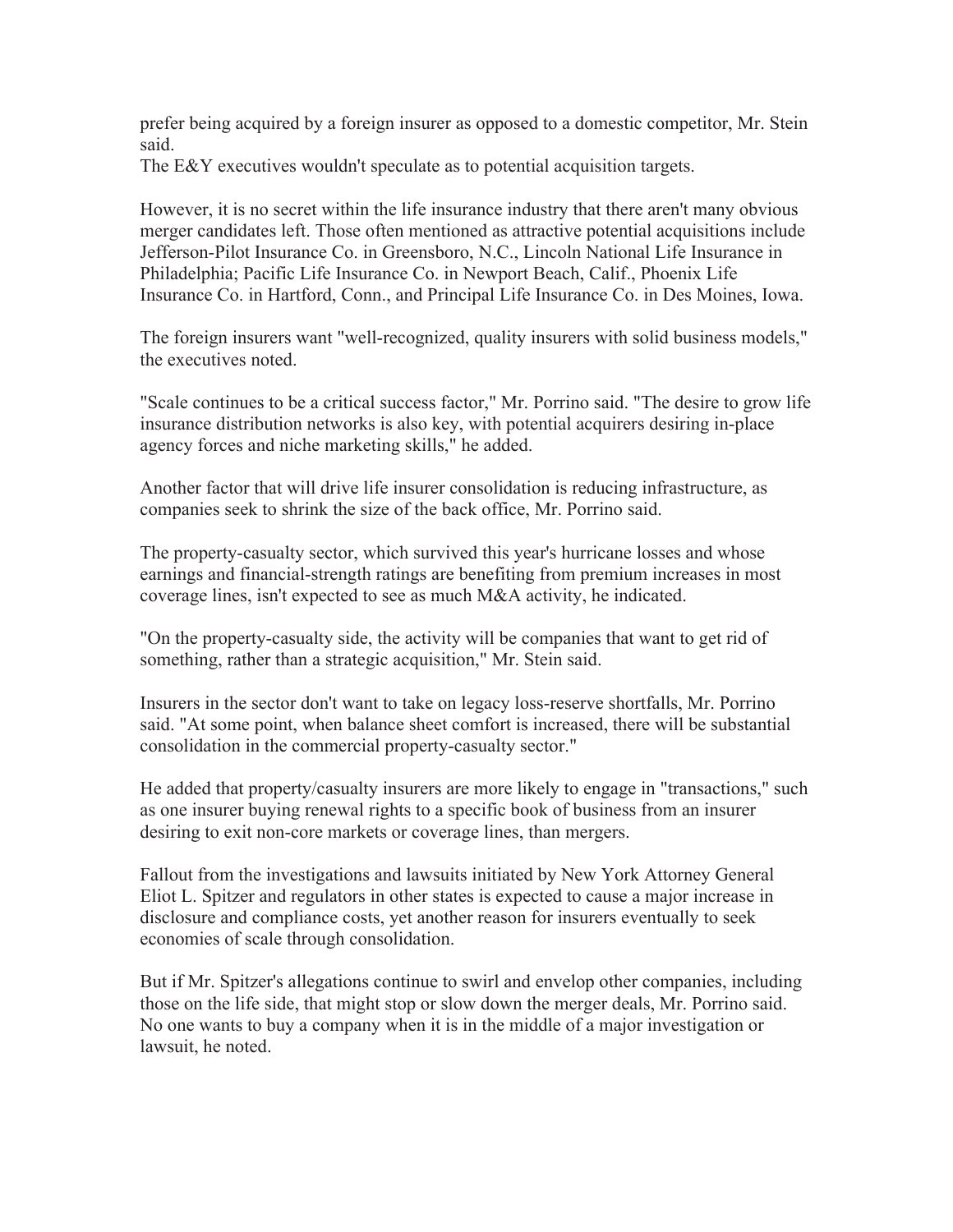prefer being acquired by a foreign insurer as opposed to a domestic competitor, Mr. Stein said.
The E&Y executives wouldn't speculate as to potential acquisition targets.

However, it is no secret within the life insurance industry that there aren't many obvious merger candidates left. Those often mentioned as attractive potential acquisitions include Jefferson-Pilot Insurance Co. in Greensboro, N.C., Lincoln National Life Insurance in Philadelphia; Pacific Life Insurance Co. in Newport Beach, Calif., Phoenix Life Insurance Co. in Hartford, Conn., and Principal Life Insurance Co. in Des Moines, Iowa.

The foreign insurers want "well-recognized, quality insurers with solid business models," the executives noted.

"Scale continues to be a critical success factor," Mr. Porrino said. "The desire to grow life insurance distribution networks is also key, with potential acquirers desiring in-place agency forces and niche marketing skills," he added.

Another factor that will drive life insurer consolidation is reducing infrastructure, as companies seek to shrink the size of the back office, Mr. Porrino said.

The property-casualty sector, which survived this year's hurricane losses and whose earnings and financial-strength ratings are benefiting from premium increases in most coverage lines, isn't expected to see as much M&A activity, he indicated.

"On the property-casualty side, the activity will be companies that want to get rid of something, rather than a strategic acquisition," Mr. Stein said.

Insurers in the sector don't want to take on legacy loss-reserve shortfalls, Mr. Porrino said. "At some point, when balance sheet comfort is increased, there will be substantial consolidation in the commercial property-casualty sector."

He added that property/casualty insurers are more likely to engage in "transactions," such as one insurer buying renewal rights to a specific book of business from an insurer desiring to exit non-core markets or coverage lines, than mergers.

Fallout from the investigations and lawsuits initiated by New York Attorney General Eliot L. Spitzer and regulators in other states is expected to cause a major increase in disclosure and compliance costs, yet another reason for insurers eventually to seek economies of scale through consolidation.

But if Mr. Spitzer's allegations continue to swirl and envelop other companies, including those on the life side, that might stop or slow down the merger deals, Mr. Porrino said. No one wants to buy a company when it is in the middle of a major investigation or lawsuit, he noted.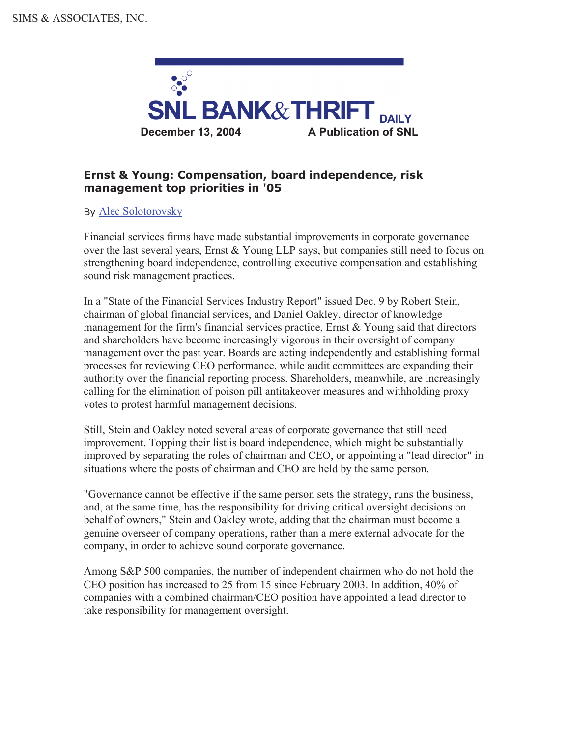SIMS & ASSOCIATES, INC.

# SNL BANK&THRIFT DAILY

**December 13, 2004** **A Publication of SNL**

### Ernst & Young: Compensation, board independence, risk management top priorities in '05

By Alec Solotorovsky

Financial services firms have made substantial improvements in corporate governance over the last several years, Ernst & Young LLP says, but companies still need to focus on strengthening board independence, controlling executive compensation and establishing sound risk management practices.

In a "State of the Financial Services Industry Report" issued Dec. 9 by Robert Stein, chairman of global financial services, and Daniel Oakley, director of knowledge management for the firm's financial services practice, Ernst & Young said that directors and shareholders have become increasingly vigorous in their oversight of company management over the past year. Boards are acting independently and establishing formal processes for reviewing CEO performance, while audit committees are expanding their authority over the financial reporting process. Shareholders, meanwhile, are increasingly calling for the elimination of poison pill antitakeover measures and withholding proxy votes to protest harmful management decisions.

Still, Stein and Oakley noted several areas of corporate governance that still need improvement. Topping their list is board independence, which might be substantially improved by separating the roles of chairman and CEO, or appointing a "lead director" in situations where the posts of chairman and CEO are held by the same person.

"Governance cannot be effective if the same person sets the strategy, runs the business, and, at the same time, has the responsibility for driving critical oversight decisions on behalf of owners," Stein and Oakley wrote, adding that the chairman must become a genuine overseer of company operations, rather than a mere external advocate for the company, in order to achieve sound corporate governance.

Among S&P 500 companies, the number of independent chairmen who do not hold the CEO position has increased to 25 from 15 since February 2003. In addition, 40% of companies with a combined chairman/CEO position have appointed a lead director to take responsibility for management oversight.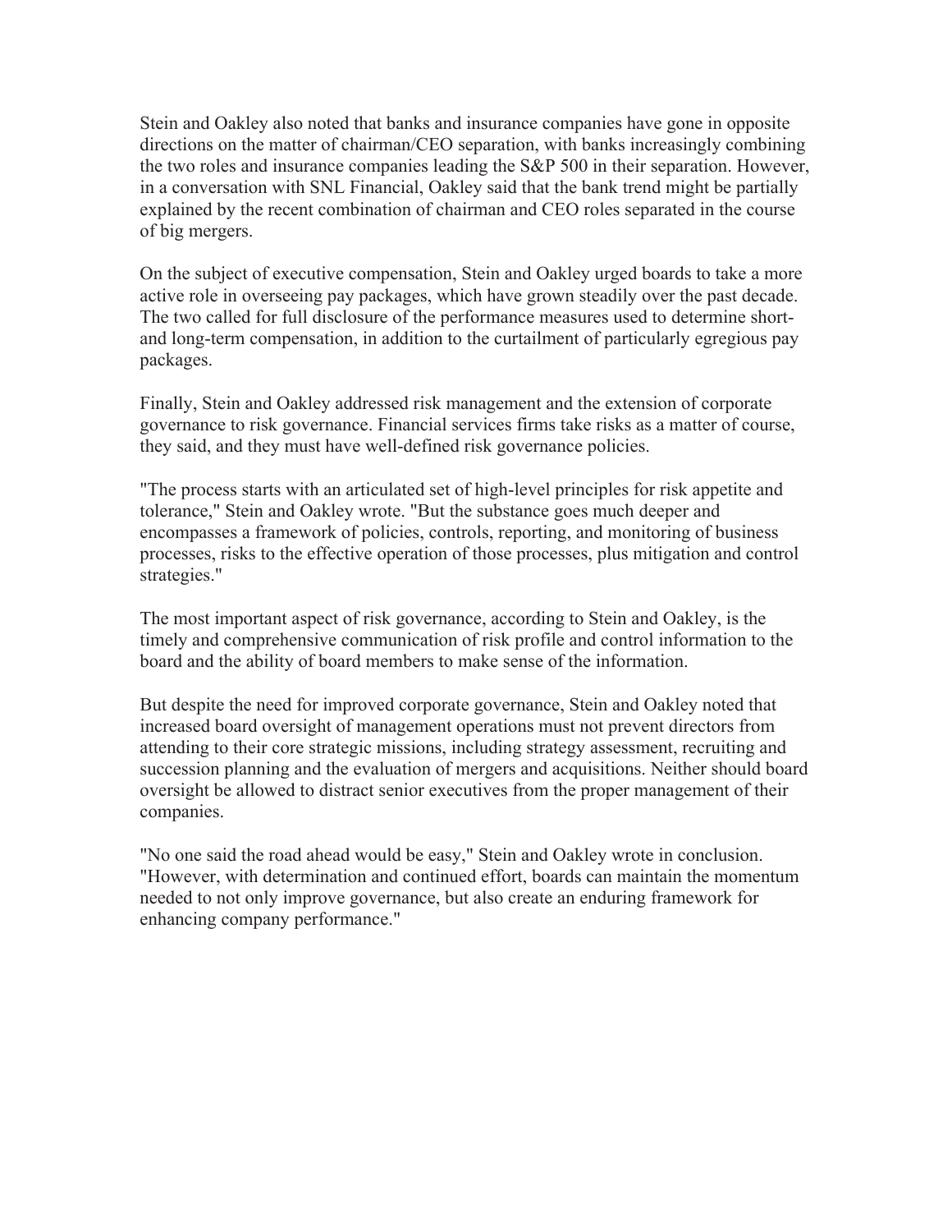Stein and Oakley also noted that banks and insurance companies have gone in opposite directions on the matter of chairman/CEO separation, with banks increasingly combining the two roles and insurance companies leading the S&P 500 in their separation. However, in a conversation with SNL Financial, Oakley said that the bank trend might be partially explained by the recent combination of chairman and CEO roles separated in the course of big mergers.

On the subject of executive compensation, Stein and Oakley urged boards to take a more active role in overseeing pay packages, which have grown steadily over the past decade. The two called for full disclosure of the performance measures used to determine short- and long-term compensation, in addition to the curtailment of particularly egregious pay packages.

Finally, Stein and Oakley addressed risk management and the extension of corporate governance to risk governance. Financial services firms take risks as a matter of course, they said, and they must have well-defined risk governance policies.

"The process starts with an articulated set of high-level principles for risk appetite and tolerance," Stein and Oakley wrote. "But the substance goes much deeper and encompasses a framework of policies, controls, reporting, and monitoring of business processes, risks to the effective operation of those processes, plus mitigation and control strategies."

The most important aspect of risk governance, according to Stein and Oakley, is the timely and comprehensive communication of risk profile and control information to the board and the ability of board members to make sense of the information.

But despite the need for improved corporate governance, Stein and Oakley noted that increased board oversight of management operations must not prevent directors from attending to their core strategic missions, including strategy assessment, recruiting and succession planning and the evaluation of mergers and acquisitions. Neither should board oversight be allowed to distract senior executives from the proper management of their companies.

"No one said the road ahead would be easy," Stein and Oakley wrote in conclusion. "However, with determination and continued effort, boards can maintain the momentum needed to not only improve governance, but also create an enduring framework for enhancing company performance."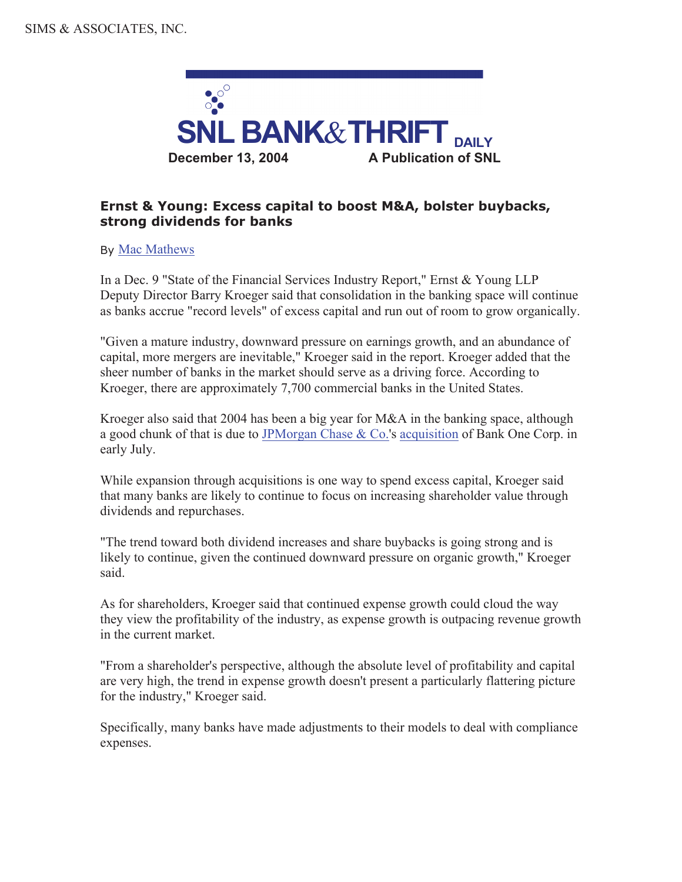SIMS & ASSOCIATES, INC.

SNL BANK&THRIFT DAILY

December 13, 2004 A Publication of SNL

## Ernst & Young: Excess capital to boost M&A, bolster buybacks, strong dividends for banks

By Mac Mathews

In a Dec. 9 "State of the Financial Services Industry Report," Ernst & Young LLP Deputy Director Barry Kroeger said that consolidation in the banking space will continue as banks accrue "record levels" of excess capital and run out of room to grow organically.

"Given a mature industry, downward pressure on earnings growth, and an abundance of capital, more mergers are inevitable," Kroeger said in the report. Kroeger added that the sheer number of banks in the market should serve as a driving force. According to Kroeger, there are approximately 7,700 commercial banks in the United States.

Kroeger also said that 2004 has been a big year for M&A in the banking space, although a good chunk of that is due to JPMorgan Chase & Co.'s acquisition of Bank One Corp. in early July.

While expansion through acquisitions is one way to spend excess capital, Kroeger said that many banks are likely to continue to focus on increasing shareholder value through dividends and repurchases.

"The trend toward both dividend increases and share buybacks is going strong and is likely to continue, given the continued downward pressure on organic growth," Kroeger said.

As for shareholders, Kroeger said that continued expense growth could cloud the way they view the profitability of the industry, as expense growth is outpacing revenue growth in the current market.

"From a shareholder's perspective, although the absolute level of profitability and capital are very high, the trend in expense growth doesn't present a particularly flattering picture for the industry," Kroeger said.

Specifically, many banks have made adjustments to their models to deal with compliance expenses.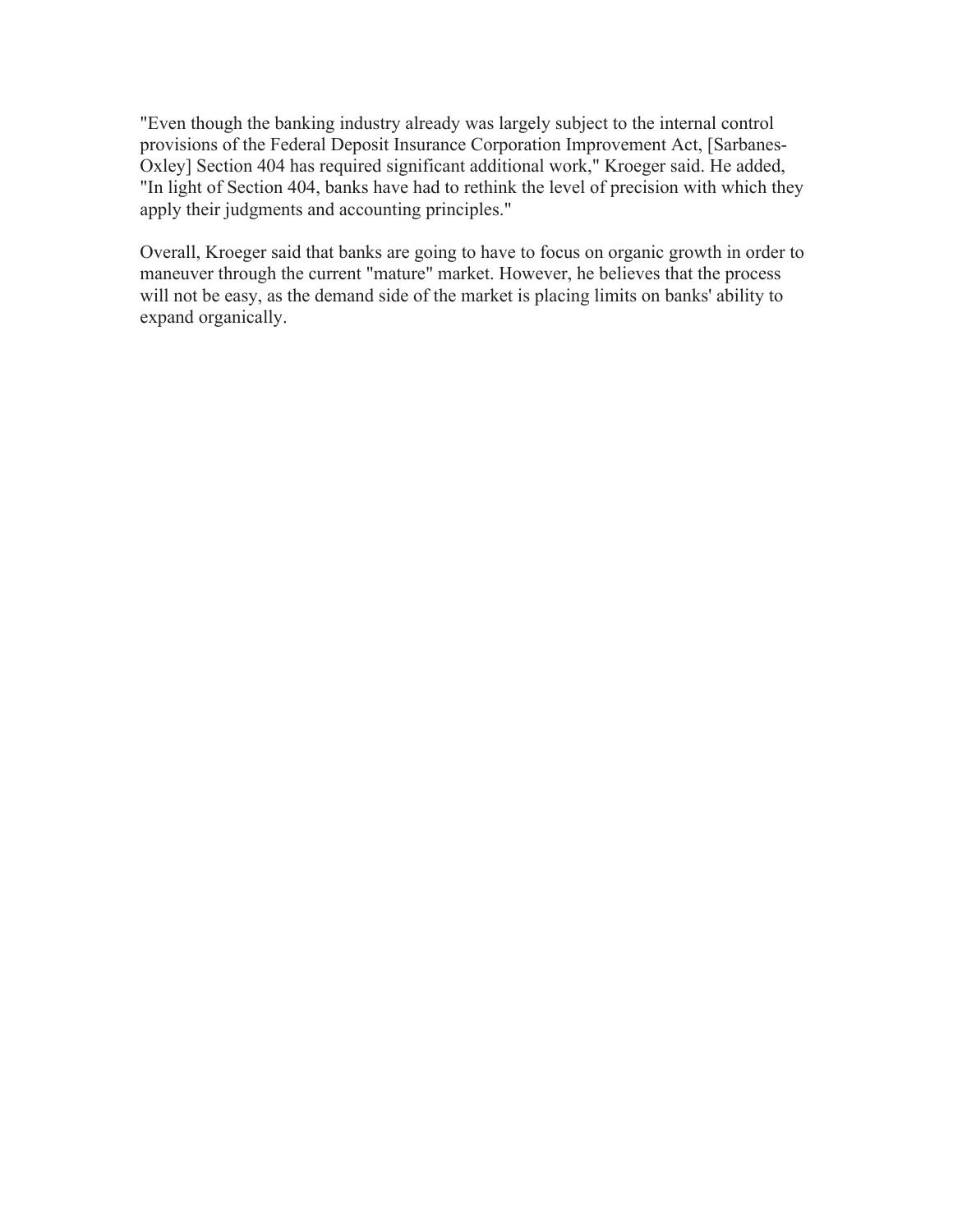"Even though the banking industry already was largely subject to the internal control provisions of the Federal Deposit Insurance Corporation Improvement Act, [Sarbanes-Oxley] Section 404 has required significant additional work," Kroeger said. He added, "In light of Section 404, banks have had to rethink the level of precision with which they apply their judgments and accounting principles."

Overall, Kroeger said that banks are going to have to focus on organic growth in order to maneuver through the current "mature" market. However, he believes that the process will not be easy, as the demand side of the market is placing limits on banks' ability to expand organically.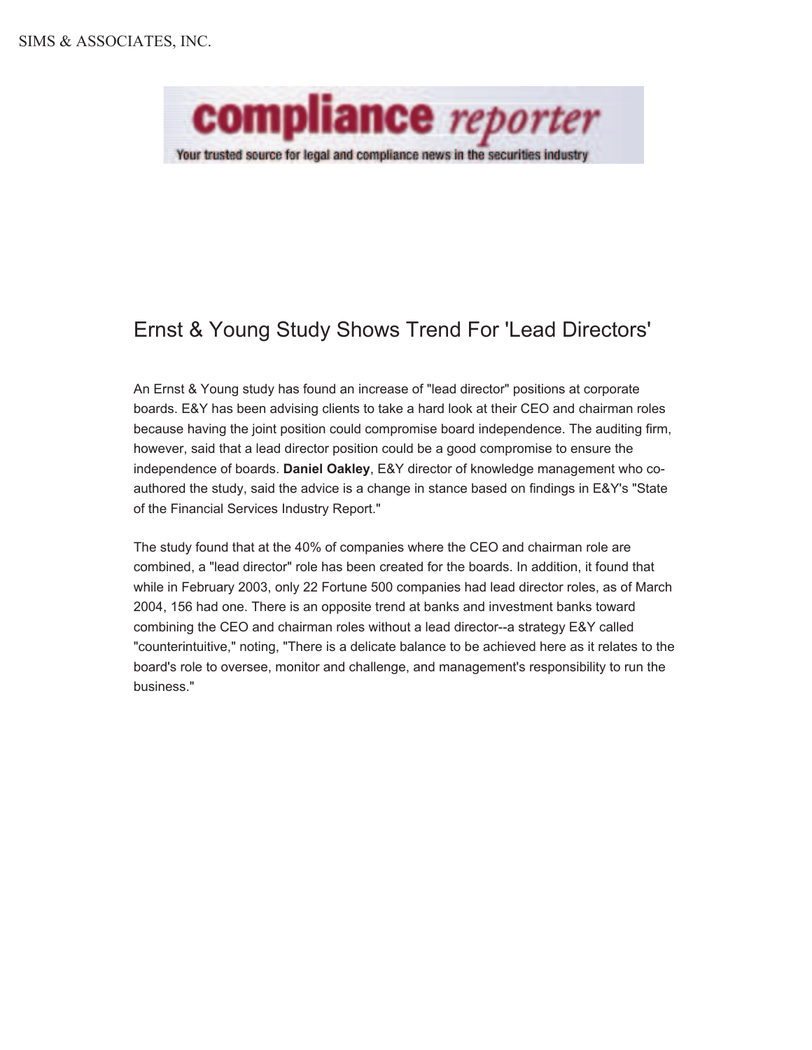SIMS & ASSOCIATES, INC.

**compliance** *reporter*

Your trusted source for legal and compliance news in the securities industry

# Ernst & Young Study Shows Trend For 'Lead Directors'

An Ernst & Young study has found an increase of "lead director" positions at corporate boards. E&Y has been advising clients to take a hard look at their CEO and chairman roles because having the joint position could compromise board independence. The auditing firm, however, said that a lead director position could be a good compromise to ensure the independence of boards. **Daniel Oakley**, E&Y director of knowledge management who co-authored the study, said the advice is a change in stance based on findings in E&Y's "State of the Financial Services Industry Report."

The study found that at the 40% of companies where the CEO and chairman role are combined, a "lead director" role has been created for the boards. In addition, it found that while in February 2003, only 22 Fortune 500 companies had lead director roles, as of March 2004, 156 had one. There is an opposite trend at banks and investment banks toward combining the CEO and chairman roles without a lead director--a strategy E&Y called "counterintuitive," noting, "There is a delicate balance to be achieved here as it relates to the board's role to oversee, monitor and challenge, and management's responsibility to run the business."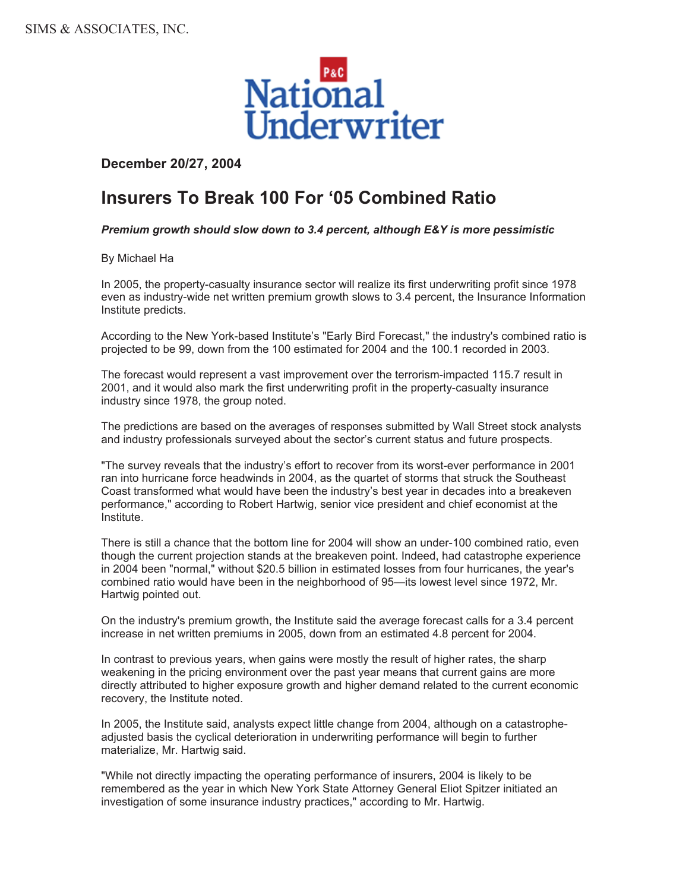SIMS & ASSOCIATES, INC.

P&C National Underwriter

**December 20/27, 2004**

# Insurers To Break 100 For '05 Combined Ratio

***Premium growth should slow down to 3.4 percent, although E&Y is more pessimistic***

By Michael Ha

In 2005, the property-casualty insurance sector will realize its first underwriting profit since 1978 even as industry-wide net written premium growth slows to 3.4 percent, the Insurance Information Institute predicts.

According to the New York-based Institute's "Early Bird Forecast," the industry's combined ratio is projected to be 99, down from the 100 estimated for 2004 and the 100.1 recorded in 2003.

The forecast would represent a vast improvement over the terrorism-impacted 115.7 result in 2001, and it would also mark the first underwriting profit in the property-casualty insurance industry since 1978, the group noted.

The predictions are based on the averages of responses submitted by Wall Street stock analysts and industry professionals surveyed about the sector's current status and future prospects.

"The survey reveals that the industry's effort to recover from its worst-ever performance in 2001 ran into hurricane force headwinds in 2004, as the quartet of storms that struck the Southeast Coast transformed what would have been the industry's best year in decades into a breakeven performance," according to Robert Hartwig, senior vice president and chief economist at the Institute.

There is still a chance that the bottom line for 2004 will show an under-100 combined ratio, even though the current projection stands at the breakeven point. Indeed, had catastrophe experience in 2004 been "normal," without $20.5 billion in estimated losses from four hurricanes, the year's combined ratio would have been in the neighborhood of 95—its lowest level since 1972, Mr. Hartwig pointed out.

On the industry's premium growth, the Institute said the average forecast calls for a 3.4 percent increase in net written premiums in 2005, down from an estimated 4.8 percent for 2004.

In contrast to previous years, when gains were mostly the result of higher rates, the sharp weakening in the pricing environment over the past year means that current gains are more directly attributed to higher exposure growth and higher demand related to the current economic recovery, the Institute noted.

In 2005, the Institute said, analysts expect little change from 2004, although on a catastrophe-adjusted basis the cyclical deterioration in underwriting performance will begin to further materialize, Mr. Hartwig said.

"While not directly impacting the operating performance of insurers, 2004 is likely to be remembered as the year in which New York State Attorney General Eliot Spitzer initiated an investigation of some insurance industry practices," according to Mr. Hartwig.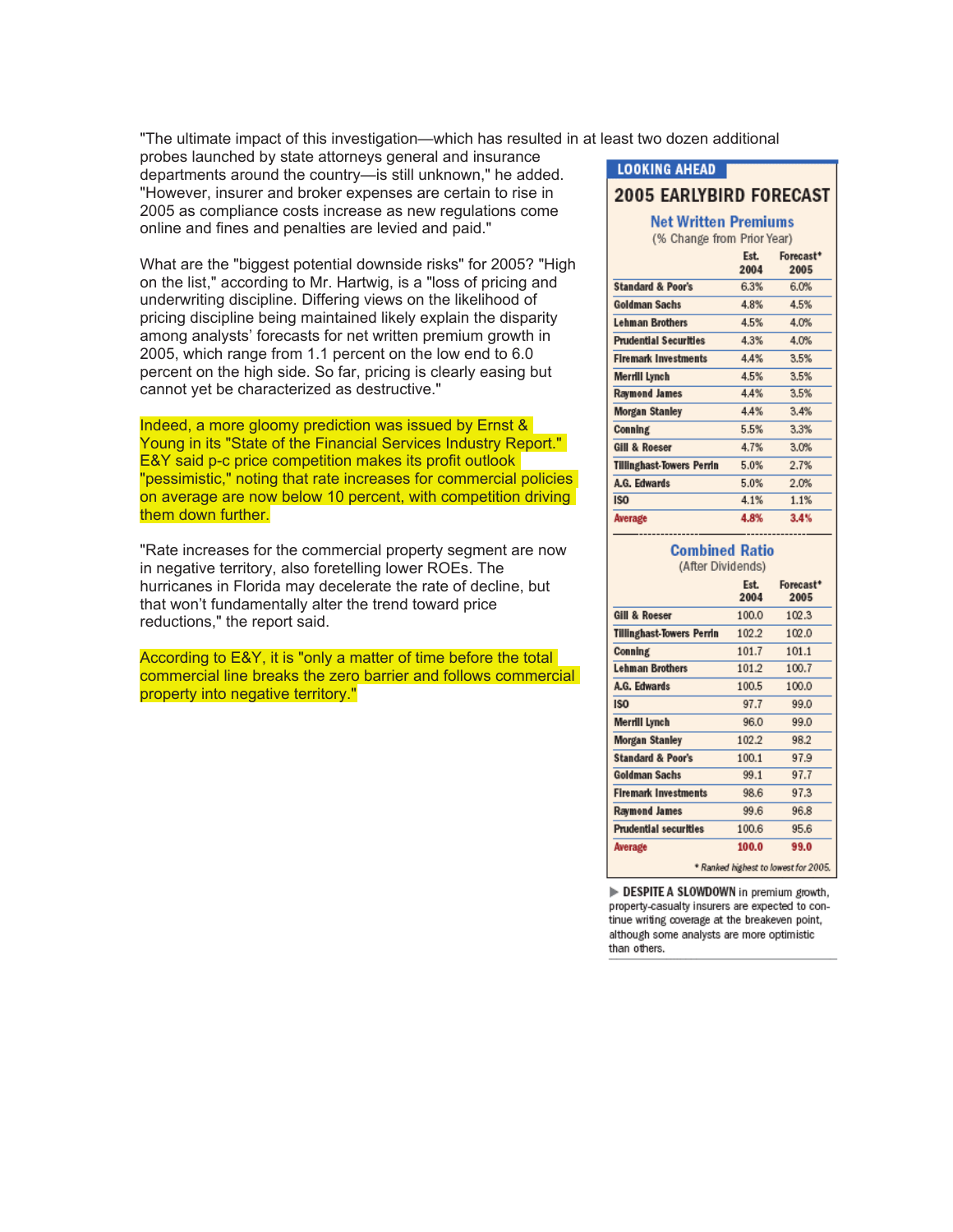"The ultimate impact of this investigation—which has resulted in at least two dozen additional probes launched by state attorneys general and insurance departments around the country—is still unknown," he added. "However, insurer and broker expenses are certain to rise in 2005 as compliance costs increase as new regulations come online and fines and penalties are levied and paid."

What are the "biggest potential downside risks" for 2005? "High on the list," according to Mr. Hartwig, is a "loss of pricing and underwriting discipline. Differing views on the likelihood of pricing discipline being maintained likely explain the disparity among analysts' forecasts for net written premium growth in 2005, which range from 1.1 percent on the low end to 6.0 percent on the high side. So far, pricing is clearly easing but cannot yet be characterized as destructive."

Indeed, a more gloomy prediction was issued by Ernst & Young in its "State of the Financial Services Industry Report." E&Y said p-c price competition makes its profit outlook "pessimistic," noting that rate increases for commercial policies on average are now below 10 percent, with competition driving them down further.

"Rate increases for the commercial property segment are now in negative territory, also foretelling lower ROEs. The hurricanes in Florida may decelerate the rate of decline, but that won't fundamentally alter the trend toward price reductions," the report said.

According to E&Y, it is "only a matter of time before the total commercial line breaks the zero barrier and follows commercial property into negative territory."

**LOOKING AHEAD**

## 2005 EARLYBIRD FORECAST

### Net Written Premiums

(% Change from Prior Year)

| | Est. 2004 | Forecast* 2005 |
|---|---|---|
| Standard & Poor's | 6.3% | 6.0% |
| Goldman Sachs | 4.8% | 4.5% |
| Lehman Brothers | 4.5% | 4.0% |
| Prudential Securities | 4.3% | 4.0% |
| Firemark Investments | 4.4% | 3.5% |
| Merrill Lynch | 4.5% | 3.5% |
| Raymond James | 4.4% | 3.5% |
| Morgan Stanley | 4.4% | 3.4% |
| Conning | 5.5% | 3.3% |
| Gill & Roeser | 4.7% | 3.0% |
| Tillinghast-Towers Perrin | 5.0% | 2.7% |
| A.G. Edwards | 5.0% | 2.0% |
| ISO | 4.1% | 1.1% |
| **Average** | **4.8%** | **3.4%** |

### Combined Ratio

(After Dividends)

| | Est. 2004 | Forecast* 2005 |
|---|---|---|
| Gill & Roeser | 100.0 | 102.3 |
| Tillinghast-Towers Perrin | 102.2 | 102.0 |
| Conning | 101.7 | 101.1 |
| Lehman Brothers | 101.2 | 100.7 |
| A.G. Edwards | 100.5 | 100.0 |
| ISO | 97.7 | 99.0 |
| Merrill Lynch | 96.0 | 99.0 |
| Morgan Stanley | 102.2 | 98.2 |
| Standard & Poor's | 100.1 | 97.9 |
| Goldman Sachs | 99.1 | 97.7 |
| Firemark Investments | 98.6 | 97.3 |
| Raymond James | 99.6 | 96.8 |
| Prudential securities | 100.6 | 95.6 |
| **Average** | **100.0** | **99.0** |

*\* Ranked highest to lowest for 2005.*

▶ **DESPITE A SLOWDOWN** in premium growth, property-casualty insurers are expected to continue writing coverage at the breakeven point, although some analysts are more optimistic than others.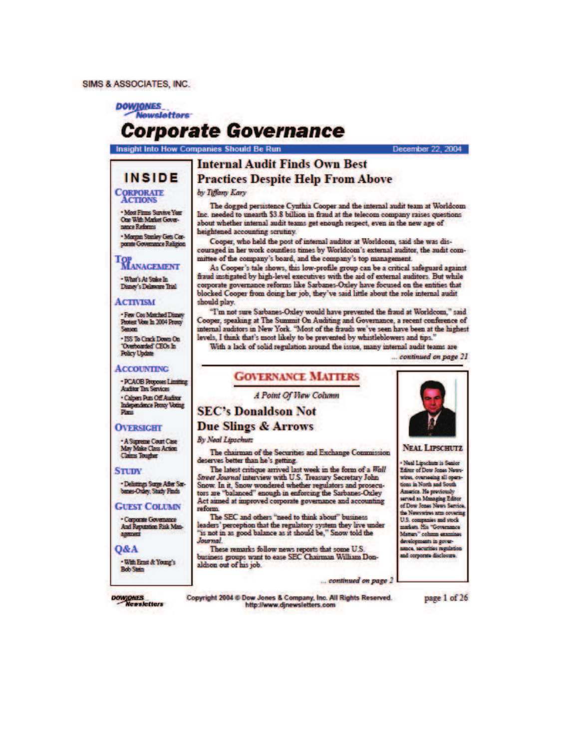SIMS & ASSOCIATES, INC.

DOWJONES Newsletters

# Corporate Governance

Insight Into How Companies Should Be Run — December 22, 2004

## INSIDE

**CORPORATE ACTIONS**

- Most Firms Survive Year One With Market Governance Reforms
- Morgan Stanley Gets Corporate Governance Religion

**TOP MANAGEMENT**

- What's At Stake In Disney's Delaware Trial

**ACTIVISM**

- Few Cos Matched Disney Protest Vote In 2004 Proxy Season
- ISS To Crack Down On 'Overboarded' CEOs In Policy Update

**ACCOUNTING**

- PCAOB Proposes Limiting Auditor Tax Services
- Calpers Puts Off Auditor Independence Proxy Voting Plans

**OVERSIGHT**

- A Supreme Court Case May Make Class Action Claims Tougher

**STUDY**

- Delistings Surge After Sarbanes-Oxley, Study Finds

**GUEST COLUMN**

- Corporate Governance And Reputation Risk Management

**Q&A**

- With Ernst & Young's Bob Stein

## Internal Audit Finds Own Best Practices Despite Help From Above

*by Tiffany Kary*

The dogged persistence Cynthia Cooper and the internal audit team at Worldcom Inc. needed to unearth $3.8 billion in fraud at the telecom company raises questions about whether internal audit teams get enough respect, even in the new age of heightened accounting scrutiny.

Cooper, who held the post of internal auditor at Worldcom, said she was discouraged in her work countless times by Worldcom's external auditor, the audit committee of the company's board, and the company's top management.

As Cooper's tale shows, this low-profile group can be a critical safeguard against fraud instigated by high-level executives with the aid of external auditors. But while corporate governance reforms like Sarbanes-Oxley have focused on the entities that blocked Cooper from doing her job, they've said little about the role internal audit should play.

"I'm not sure Sarbanes-Oxley would have prevented the fraud at Worldcom," said Cooper, speaking at The Summit On Auditing and Governance, a recent conference of internal auditors in New York. "Most of the frauds we've seen have been at the highest levels, I think that's most likely to be prevented by whistleblowers and tips."

With a lack of solid regulation around the issue, many internal audit teams are

*... continued on page 21*

## GOVERNANCE MATTERS

*A Point Of View Column*

## SEC's Donaldson Not Due Slings & Arrows

*By Neal Lipschutz*

The chairman of the Securities and Exchange Commission deserves better than he's getting.

The latest critique arrived last week in the form of a *Wall Street Journal* interview with U.S. Treasury Secretary John Snow. In it, Snow wondered whether regulators and prosecutors are "balanced" enough in enforcing the Sarbanes-Oxley Act aimed at improved corporate governance and accounting reform.

The SEC and others "need to think about" business leaders' perception that the regulatory system they live under "is not in as good balance as it should be," Snow told the *Journal*.

These remarks follow news reports that some U.S. business groups want to ease SEC Chairman William Donaldson out of his job.

*... continued on page 2*

**NEAL LIPSCHUTZ**

- Neal Lipschutz is Senior Editor of Dow Jones Newswires, overseeing all operations in North and South America. He previously served as Managing Editor of Dow Jones News Service, the Newswires arm covering U.S. companies and stock markets. His "Governance Matters" column examines developments in governance, securities regulation and corporate disclosure.

Copyright 2004 © Dow Jones & Company, Inc. All Rights Reserved. http://www.djnewsletters.com